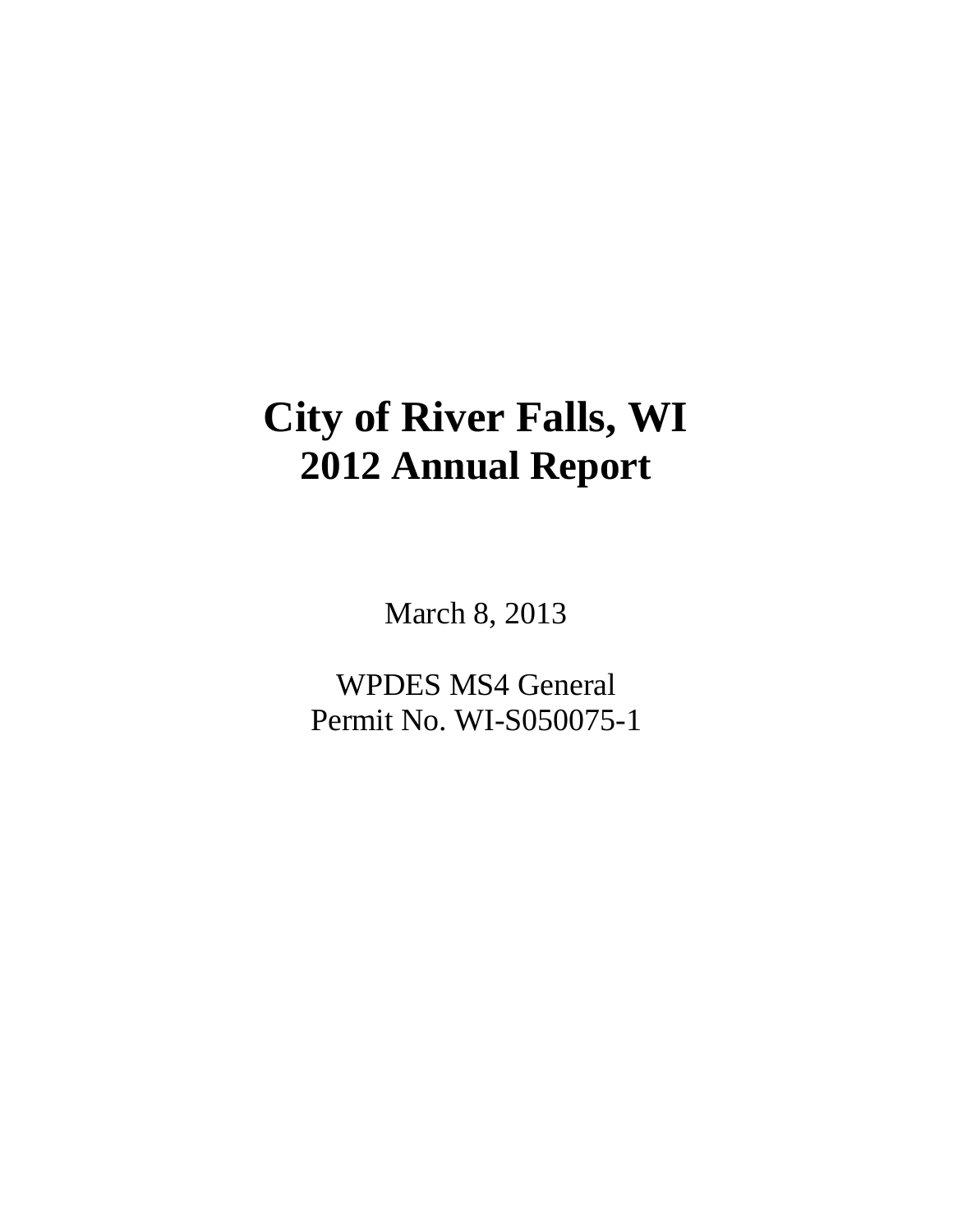# City of River Falls, WI
## 2012 Annual Report

March 8, 2013

WPDES MS4 General
Permit No. WI-S050075-1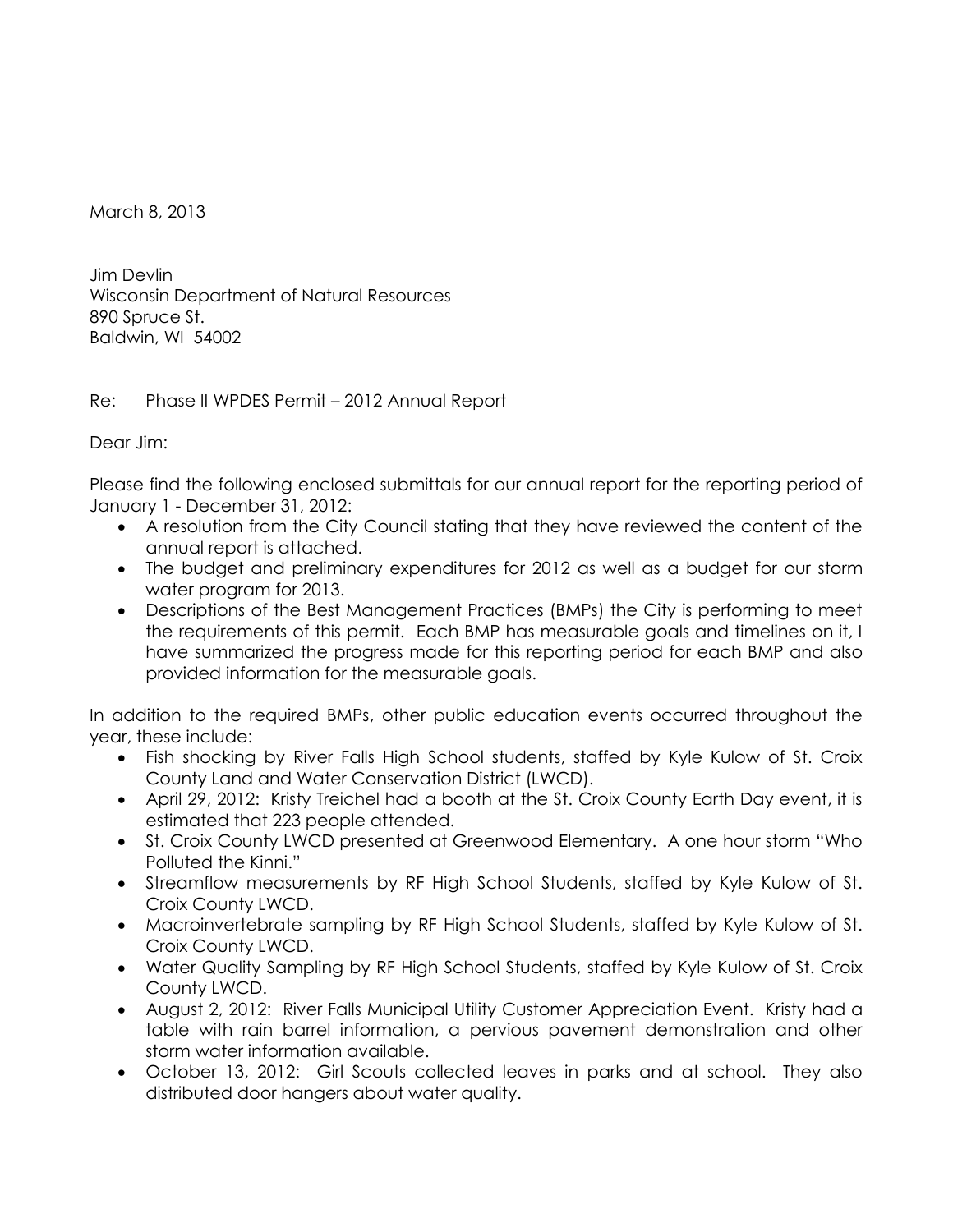March 8, 2013

Jim Devlin
Wisconsin Department of Natural Resources
890 Spruce St.
Baldwin, WI 54002

Re: Phase II WPDES Permit – 2012 Annual Report

Dear Jim:

Please find the following enclosed submittals for our annual report for the reporting period of January 1 - December 31, 2012:

- A resolution from the City Council stating that they have reviewed the content of the annual report is attached.
- The budget and preliminary expenditures for 2012 as well as a budget for our storm water program for 2013.
- Descriptions of the Best Management Practices (BMPs) the City is performing to meet the requirements of this permit. Each BMP has measurable goals and timelines on it, I have summarized the progress made for this reporting period for each BMP and also provided information for the measurable goals.

In addition to the required BMPs, other public education events occurred throughout the year, these include:

- Fish shocking by River Falls High School students, staffed by Kyle Kulow of St. Croix County Land and Water Conservation District (LWCD).
- April 29, 2012: Kristy Treichel had a booth at the St. Croix County Earth Day event, it is estimated that 223 people attended.
- St. Croix County LWCD presented at Greenwood Elementary. A one hour storm "Who Polluted the Kinni."
- Streamflow measurements by RF High School Students, staffed by Kyle Kulow of St. Croix County LWCD.
- Macroinvertebrate sampling by RF High School Students, staffed by Kyle Kulow of St. Croix County LWCD.
- Water Quality Sampling by RF High School Students, staffed by Kyle Kulow of St. Croix County LWCD.
- August 2, 2012: River Falls Municipal Utility Customer Appreciation Event. Kristy had a table with rain barrel information, a pervious pavement demonstration and other storm water information available.
- October 13, 2012: Girl Scouts collected leaves in parks and at school. They also distributed door hangers about water quality.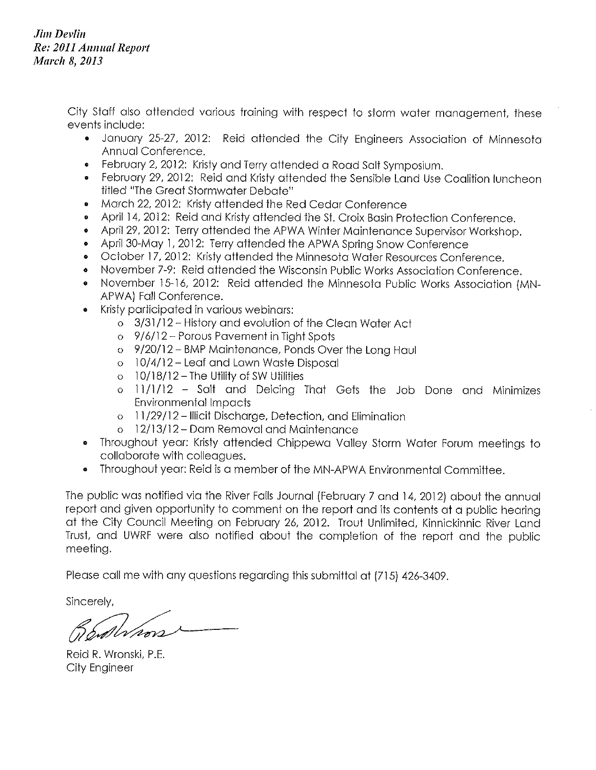City Staff also attended various training with respect to storm water management, these events include:

- January 25-27, 2012: Reid attended the City Engineers Association of Minnesota Annual Conference.
- February 2, 2012: Kristy and Terry attended a Road Salt Symposium.
- February 29, 2012: Reid and Kristy attended the Sensible Land Use Coalition luncheon titled "The Great Stormwater Debate"
- March 22, 2012: Kristy attended the Red Cedar Conference
- April 14, 2012: Reid and Kristy attended the St. Croix Basin Protection Conference.
- April 29, 2012: Terry attended the APWA Winter Maintenance Supervisor Workshop.
- April 30-May 1, 2012: Terry attended the APWA Spring Snow Conference
- October 17, 2012: Kristy attended the Minnesota Water Resources Conference.
- November 7-9: Reid attended the Wisconsin Public Works Association Conference.
- November 15-16, 2012: Reid attended the Minnesota Public Works Association (MN-APWA) Fall Conference.
- Kristy participated in various webinars:
  - 3/31/12 – History and evolution of the Clean Water Act
  - 9/6/12 – Porous Pavement in Tight Spots
  - 9/20/12 – BMP Maintenance, Ponds Over the Long Haul
  - 10/4/12 – Leaf and Lawn Waste Disposal
  - 10/18/12 – The Utility of SW Utilities
  - 11/1/12 – Salt and Deicing That Gets the Job Done and Minimizes Environmental Impacts
  - 11/29/12 – Illicit Discharge, Detection, and Elimination
  - 12/13/12 – Dam Removal and Maintenance
- Throughout year: Kristy attended Chippewa Valley Storm Water Forum meetings to collaborate with colleagues.
- Throughout year: Reid is a member of the MN-APWA Environmental Committee.

The public was notified via the River Falls Journal (February 7 and 14, 2012) about the annual report and given opportunity to comment on the report and its contents at a public hearing at the City Council Meeting on February 26, 2012. Trout Unlimited, Kinnickinnic River Land Trust, and UWRF were also notified about the completion of the report and the public meeting.

Please call me with any questions regarding this submittal at (715) 426-3409.

Sincerely,

Reid R. Wronski, P.E.
City Engineer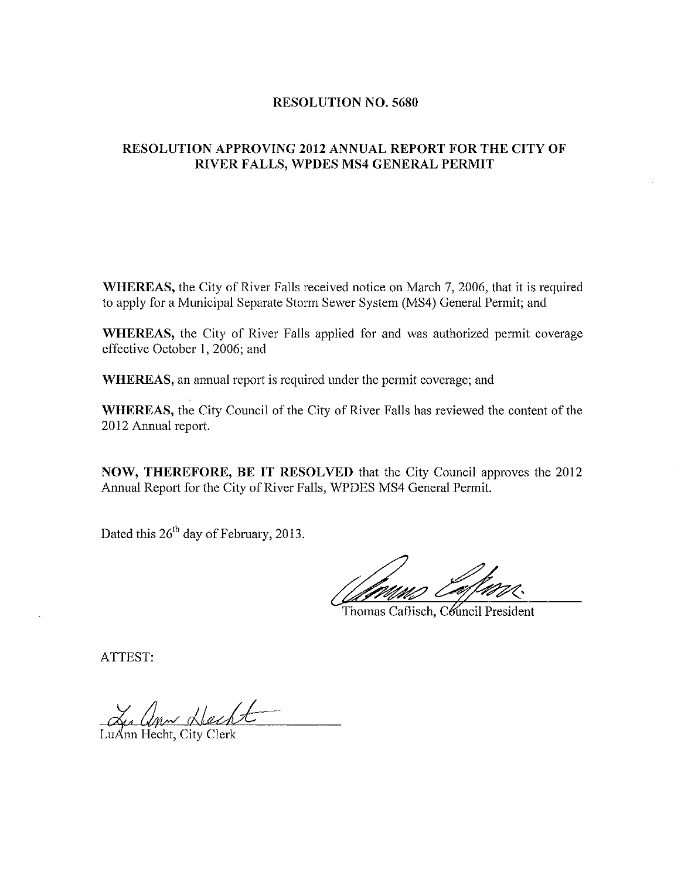# RESOLUTION NO. 5680

## RESOLUTION APPROVING 2012 ANNUAL REPORT FOR THE CITY OF RIVER FALLS, WPDES MS4 GENERAL PERMIT

**WHEREAS,** the City of River Falls received notice on March 7, 2006, that it is required to apply for a Municipal Separate Storm Sewer System (MS4) General Permit; and

**WHEREAS,** the City of River Falls applied for and was authorized permit coverage effective October 1, 2006; and

**WHEREAS,** an annual report is required under the permit coverage; and

**WHEREAS,** the City Council of the City of River Falls has reviewed the content of the 2012 Annual report.

**NOW, THEREFORE, BE IT RESOLVED** that the City Council approves the 2012 Annual Report for the City of River Falls, WPDES MS4 General Permit.

Dated this 26th day of February, 2013.

Thomas Caflisch, Council President

ATTEST:

LuAnn Hecht, City Clerk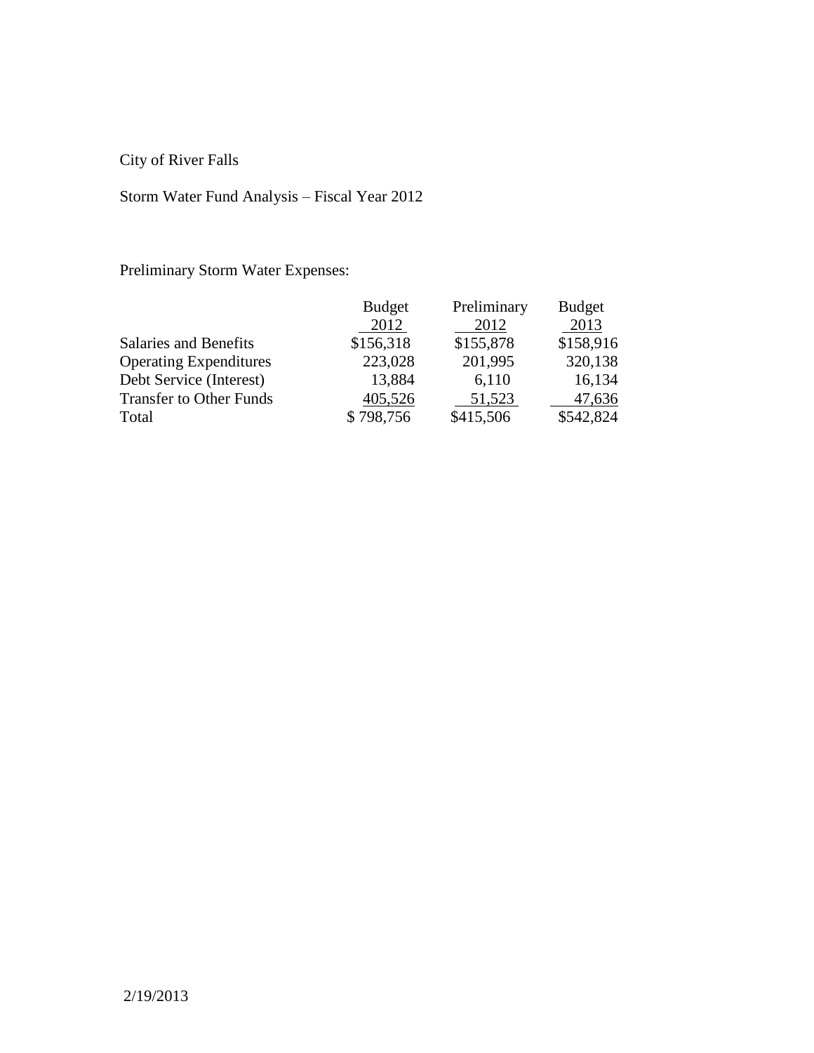City of River Falls

Storm Water Fund Analysis – Fiscal Year 2012

Preliminary Storm Water Expenses:

| | Budget 2012 | Preliminary 2012 | Budget 2013 |
|---|---|---|---|
| Salaries and Benefits | $156,318 | $155,878 | $158,916 |
| Operating Expenditures | 223,028 | 201,995 | 320,138 |
| Debt Service (Interest) | 13,884 | 6,110 | 16,134 |
| Transfer to Other Funds | 405,526 | 51,523 | 47,636 |
| Total | $ 798,756 | $415,506 | $542,824 |

2/19/2013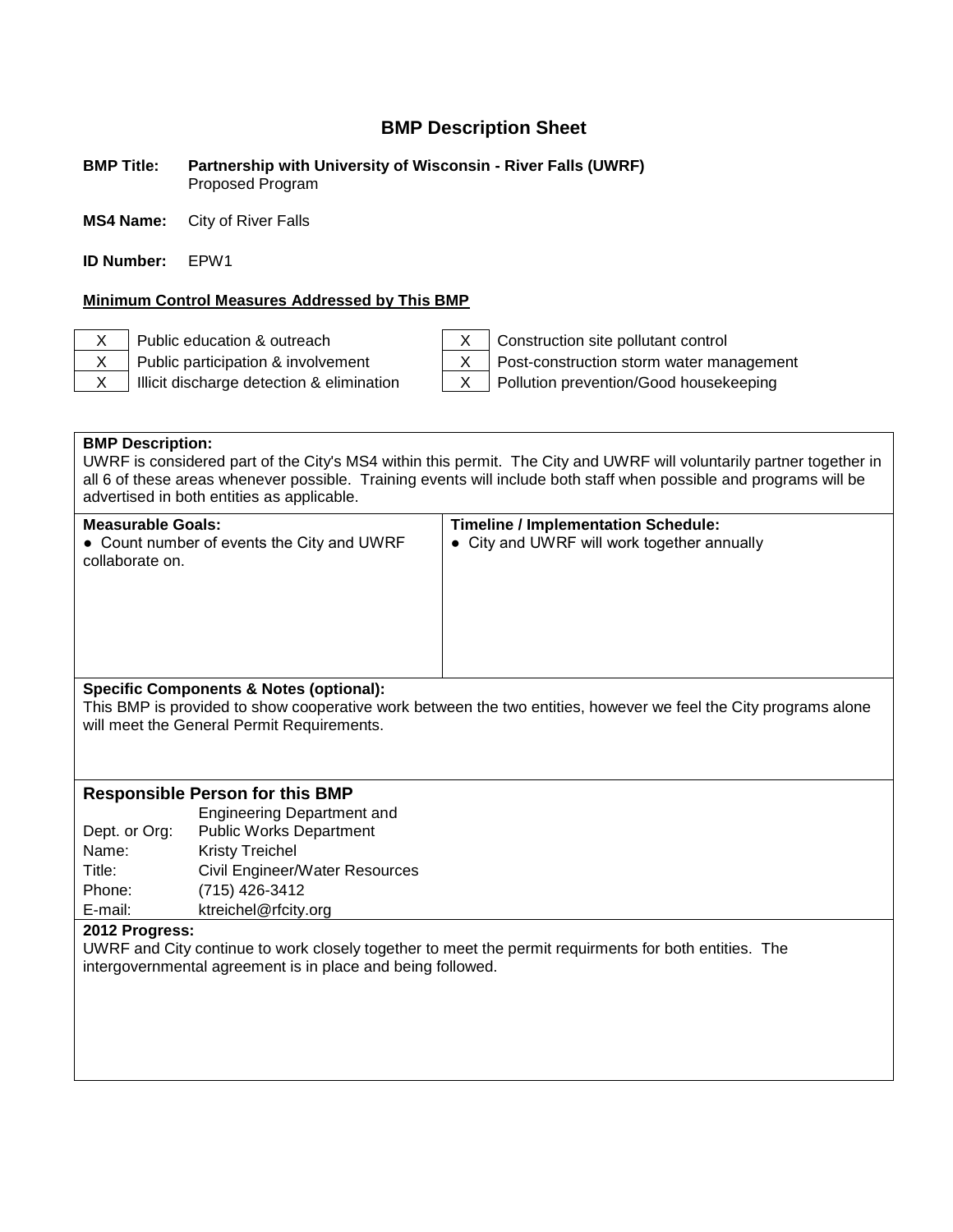# BMP Description Sheet

**BMP Title:** **Partnership with University of Wisconsin - River Falls (UWRF)**
Proposed Program

**MS4 Name:** City of River Falls

**ID Number:** EPW1

**Minimum Control Measures Addressed by This BMP**

| | | | |
|---|---|---|---|
| X | Public education & outreach | X | Construction site pollutant control |
| X | Public participation & involvement | X | Post-construction storm water management |
| X | Illicit discharge detection & elimination | X | Pollution prevention/Good housekeeping |

**BMP Description:**
UWRF is considered part of the City's MS4 within this permit. The City and UWRF will voluntarily partner together in all 6 of these areas whenever possible. Training events will include both staff when possible and programs will be advertised in both entities as applicable.

| Measurable Goals: | Timeline / Implementation Schedule: |
|---|---|
| • Count number of events the City and UWRF collaborate on. | • City and UWRF will work together annually |

**Specific Components & Notes (optional):**
This BMP is provided to show cooperative work between the two entities, however we feel the City programs alone will meet the General Permit Requirements.

## Responsible Person for this BMP

| | |
|---|---|
| Dept. or Org: | Engineering Department and Public Works Department |
| Name: | Kristy Treichel |
| Title: | Civil Engineer/Water Resources |
| Phone: | (715) 426-3412 |
| E-mail: | ktreichel@rfcity.org |

**2012 Progress:**
UWRF and City continue to work closely together to meet the permit requirments for both entities. The intergovernmental agreement is in place and being followed.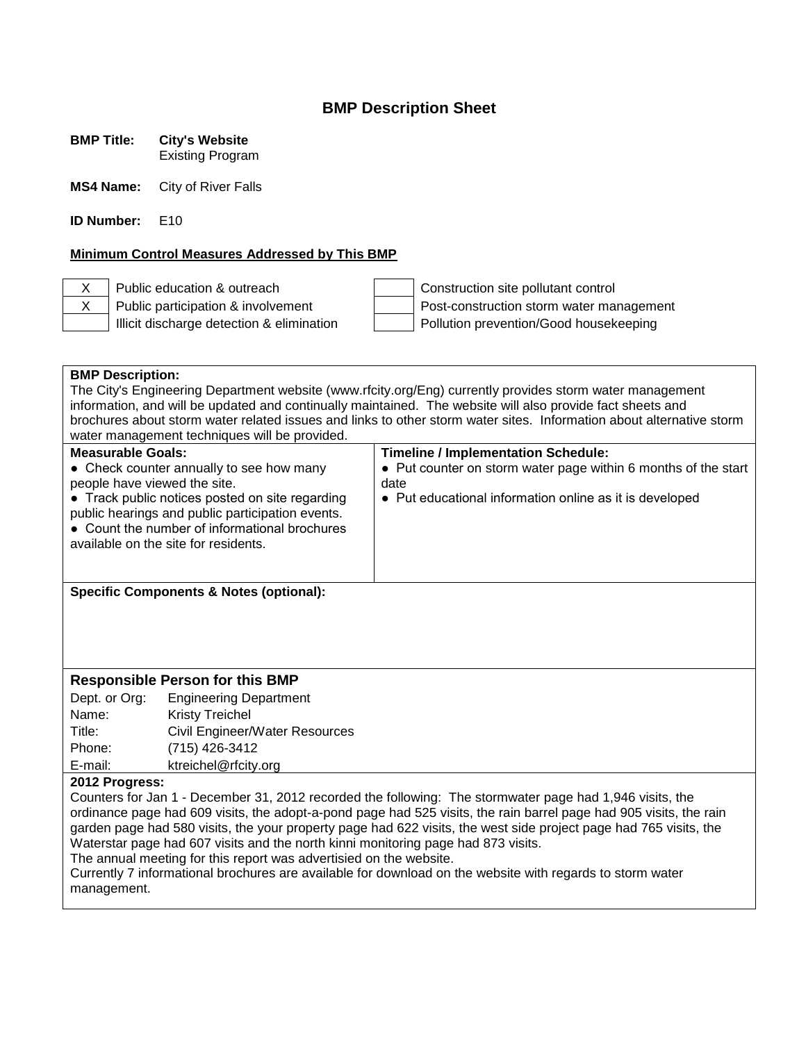# BMP Description Sheet

**BMP Title:** **City's Website**
Existing Program

**MS4 Name:** City of River Falls

**ID Number:** E10

**Minimum Control Measures Addressed by This BMP**

| | | | |
|---|---|---|---|
| X | Public education & outreach | | Construction site pollutant control |
| X | Public participation & involvement | | Post-construction storm water management |
| | Illicit discharge detection & elimination | | Pollution prevention/Good housekeeping |

**BMP Description:**
The City's Engineering Department website (www.rfcity.org/Eng) currently provides storm water management information, and will be updated and continually maintained. The website will also provide fact sheets and brochures about storm water related issues and links to other storm water sites. Information about alternative storm water management techniques will be provided.

| **Measurable Goals:** | **Timeline / Implementation Schedule:** |
|---|---|
| ● Check counter annually to see how many people have viewed the site.<br>● Track public notices posted on site regarding public hearings and public participation events.<br>● Count the number of informational brochures available on the site for residents. | ● Put counter on storm water page within 6 months of the start date<br>● Put educational information online as it is developed |

**Specific Components & Notes (optional):**

## Responsible Person for this BMP

| | |
|---|---|
| Dept. or Org: | Engineering Department |
| Name: | Kristy Treichel |
| Title: | Civil Engineer/Water Resources |
| Phone: | (715) 426-3412 |
| E-mail: | ktreichel@rfcity.org |

**2012 Progress:**
Counters for Jan 1 - December 31, 2012 recorded the following: The stormwater page had 1,946 visits, the ordinance page had 609 visits, the adopt-a-pond page had 525 visits, the rain barrel page had 905 visits, the rain garden page had 580 visits, the your property page had 622 visits, the west side project page had 765 visits, the Waterstar page had 607 visits and the north kinni monitoring page had 873 visits.
The annual meeting for this report was advertisied on the website.
Currently 7 informational brochures are available for download on the website with regards to storm water management.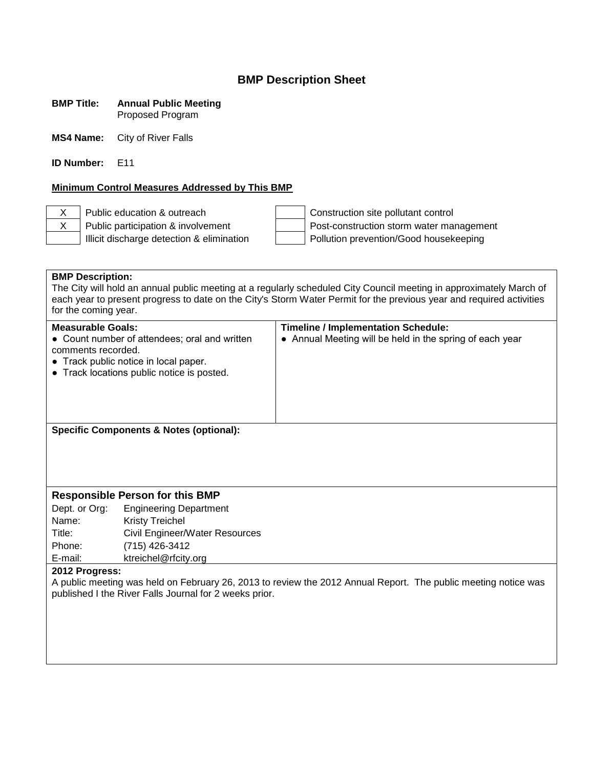# BMP Description Sheet

**BMP Title:** **Annual Public Meeting**
Proposed Program

**MS4 Name:** City of River Falls

**ID Number:** E11

**Minimum Control Measures Addressed by This BMP**

| | | | |
|---|---|---|---|
| X | Public education & outreach | | Construction site pollutant control |
| X | Public participation & involvement | | Post-construction storm water management |
| | Illicit discharge detection & elimination | | Pollution prevention/Good housekeeping |

**BMP Description:**
The City will hold an annual public meeting at a regularly scheduled City Council meeting in approximately March of each year to present progress to date on the City's Storm Water Permit for the previous year and required activities for the coming year.

| **Measurable Goals:** | **Timeline / Implementation Schedule:** |
|---|---|
| ● Count number of attendees; oral and written comments recorded.<br>● Track public notice in local paper.<br>● Track locations public notice is posted. | ● Annual Meeting will be held in the spring of each year |

**Specific Components & Notes (optional):**

## Responsible Person for this BMP

| | |
|---|---|
| Dept. or Org: | Engineering Department |
| Name: | Kristy Treichel |
| Title: | Civil Engineer/Water Resources |
| Phone: | (715) 426-3412 |
| E-mail: | ktreichel@rfcity.org |

**2012 Progress:**
A public meeting was held on February 26, 2013 to review the 2012 Annual Report. The public meeting notice was published I the River Falls Journal for 2 weeks prior.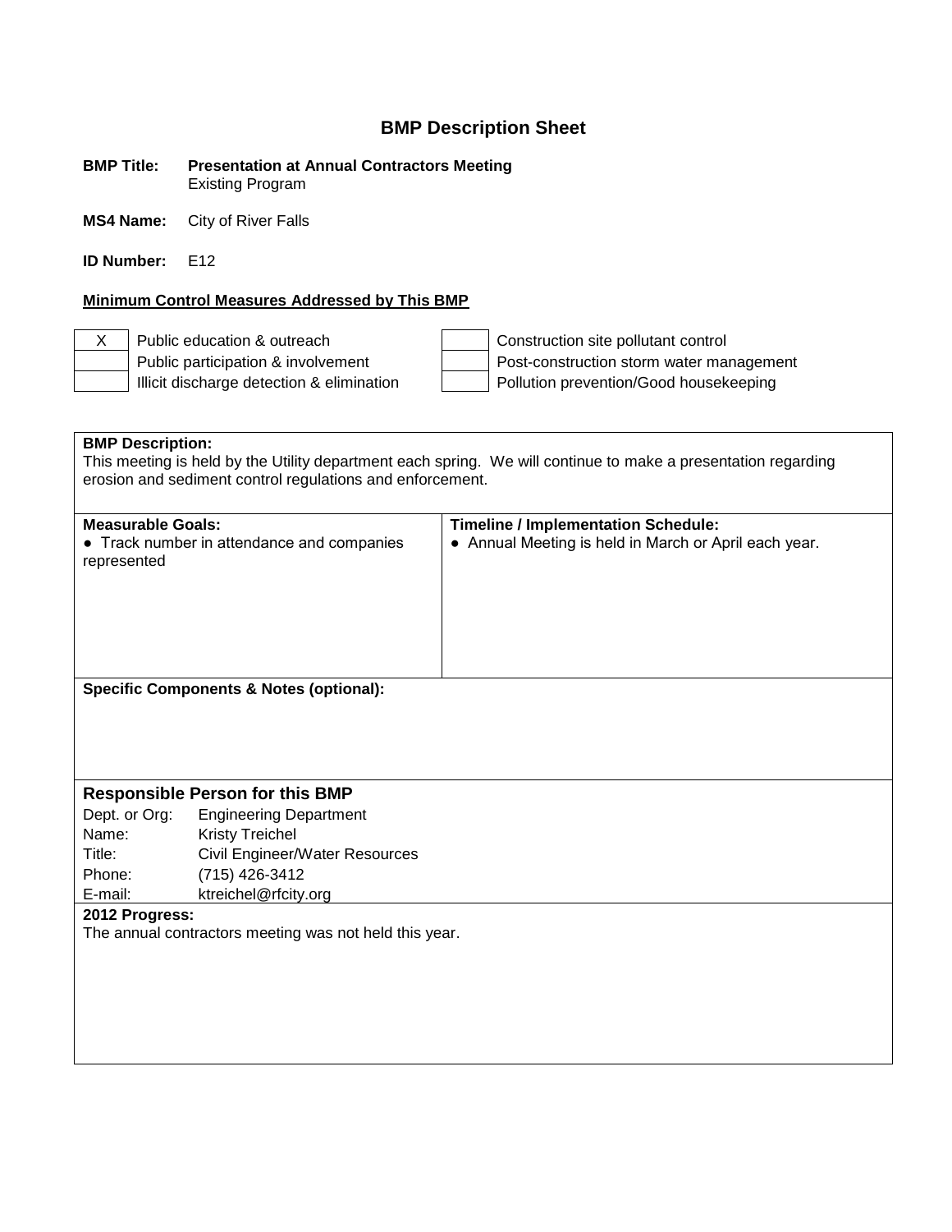# BMP Description Sheet

**BMP Title:** **Presentation at Annual Contractors Meeting**
Existing Program

**MS4 Name:** City of River Falls

**ID Number:** E12

**Minimum Control Measures Addressed by This BMP**

| | | | |
|---|---|---|---|
| X | Public education & outreach | | Construction site pollutant control |
| | Public participation & involvement | | Post-construction storm water management |
| | Illicit discharge detection & elimination | | Pollution prevention/Good housekeeping |

**BMP Description:**
This meeting is held by the Utility department each spring. We will continue to make a presentation regarding erosion and sediment control regulations and enforcement.

| Measurable Goals: | Timeline / Implementation Schedule: |
|---|---|
| • Track number in attendance and companies represented | • Annual Meeting is held in March or April each year. |

**Specific Components & Notes (optional):**

## Responsible Person for this BMP

Dept. or Org: Engineering Department
Name: Kristy Treichel
Title: Civil Engineer/Water Resources
Phone: (715) 426-3412
E-mail: ktreichel@rfcity.org

**2012 Progress:**
The annual contractors meeting was not held this year.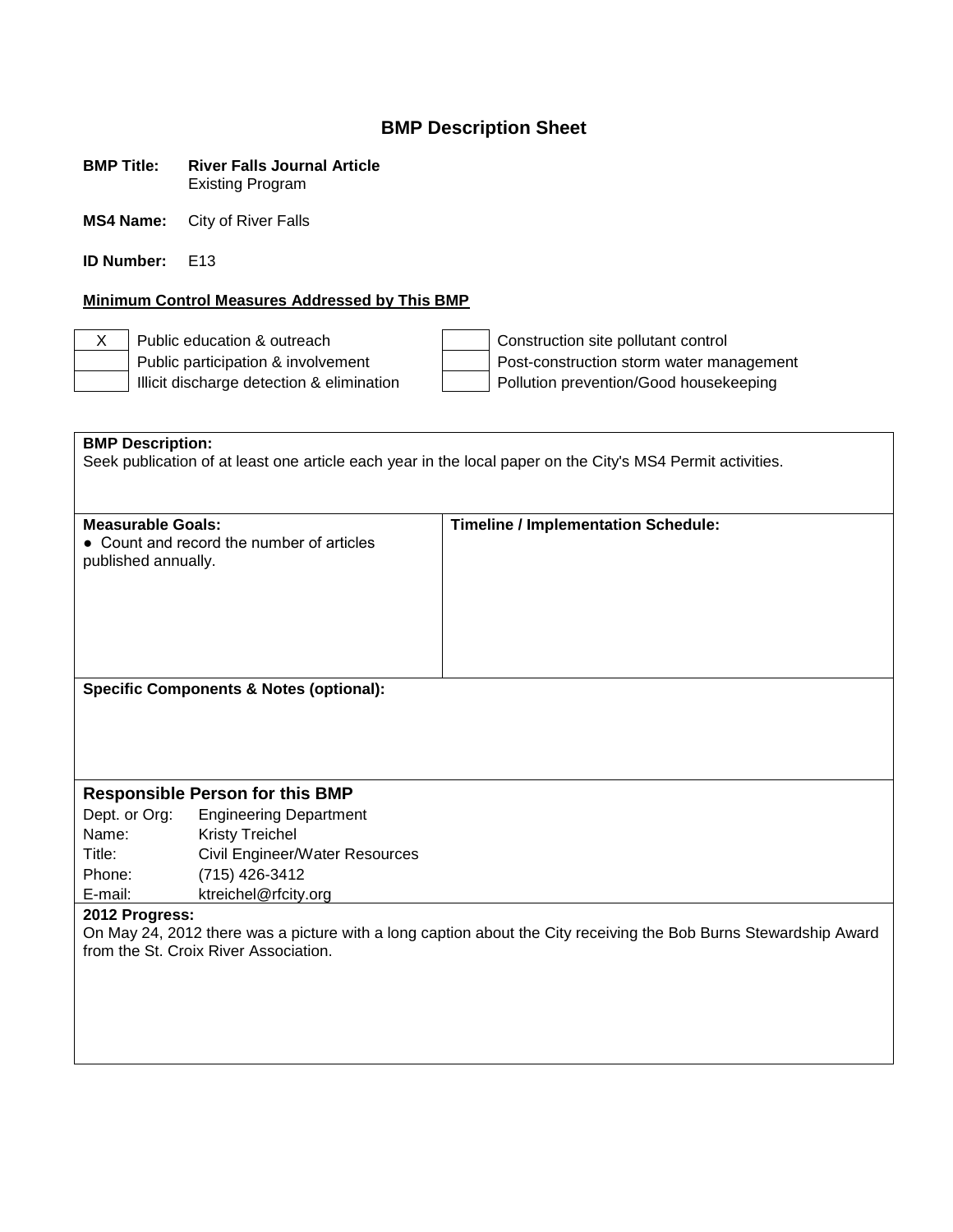# BMP Description Sheet

**BMP Title:** **River Falls Journal Article**
Existing Program

**MS4 Name:** City of River Falls

**ID Number:** E13

**Minimum Control Measures Addressed by This BMP**

| | | | |
|---|---|---|---|
| X | Public education & outreach | | Construction site pollutant control |
| | Public participation & involvement | | Post-construction storm water management |
| | Illicit discharge detection & elimination | | Pollution prevention/Good housekeeping |

**BMP Description:**
Seek publication of at least one article each year in the local paper on the City's MS4 Permit activities.

| **Measurable Goals:** | **Timeline / Implementation Schedule:** |
|---|---|
| ● Count and record the number of articles published annually. | |

**Specific Components & Notes (optional):**

**Responsible Person for this BMP**

Dept. or Org: Engineering Department
Name: Kristy Treichel
Title: Civil Engineer/Water Resources
Phone: (715) 426-3412
E-mail: ktreichel@rfcity.org

**2012 Progress:**
On May 24, 2012 there was a picture with a long caption about the City receiving the Bob Burns Stewardship Award from the St. Croix River Association.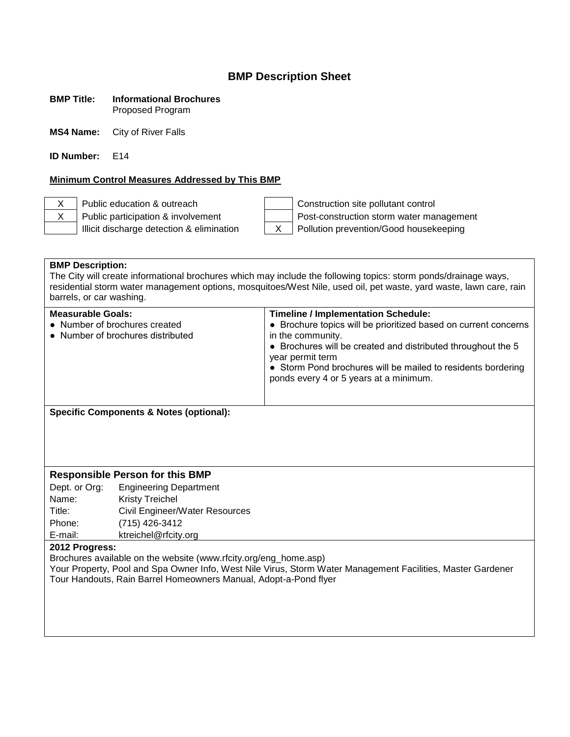# BMP Description Sheet

**BMP Title:** **Informational Brochures**
Proposed Program

**MS4 Name:** City of River Falls

**ID Number:** E14

**Minimum Control Measures Addressed by This BMP**

| | | | |
|---|---|---|---|
| X | Public education & outreach | | Construction site pollutant control |
| X | Public participation & involvement | | Post-construction storm water management |
| | Illicit discharge detection & elimination | X | Pollution prevention/Good housekeeping |

**BMP Description:**
The City will create informational brochures which may include the following topics: storm ponds/drainage ways, residential storm water management options, mosquitoes/West Nile, used oil, pet waste, yard waste, lawn care, rain barrels, or car washing.

| **Measurable Goals:** | **Timeline / Implementation Schedule:** |
|---|---|
| ● Number of brochures created<br>● Number of brochures distributed | ● Brochure topics will be prioritized based on current concerns in the community.<br>● Brochures will be created and distributed throughout the 5 year permit term<br>● Storm Pond brochures will be mailed to residents bordering ponds every 4 or 5 years at a minimum. |

**Specific Components & Notes (optional):**

## Responsible Person for this BMP

| | |
|---|---|
| Dept. or Org: | Engineering Department |
| Name: | Kristy Treichel |
| Title: | Civil Engineer/Water Resources |
| Phone: | (715) 426-3412 |
| E-mail: | ktreichel@rfcity.org |

**2012 Progress:**
Brochures available on the website (www.rfcity.org/eng_home.asp)
Your Property, Pool and Spa Owner Info, West Nile Virus, Storm Water Management Facilities, Master Gardener Tour Handouts, Rain Barrel Homeowners Manual, Adopt-a-Pond flyer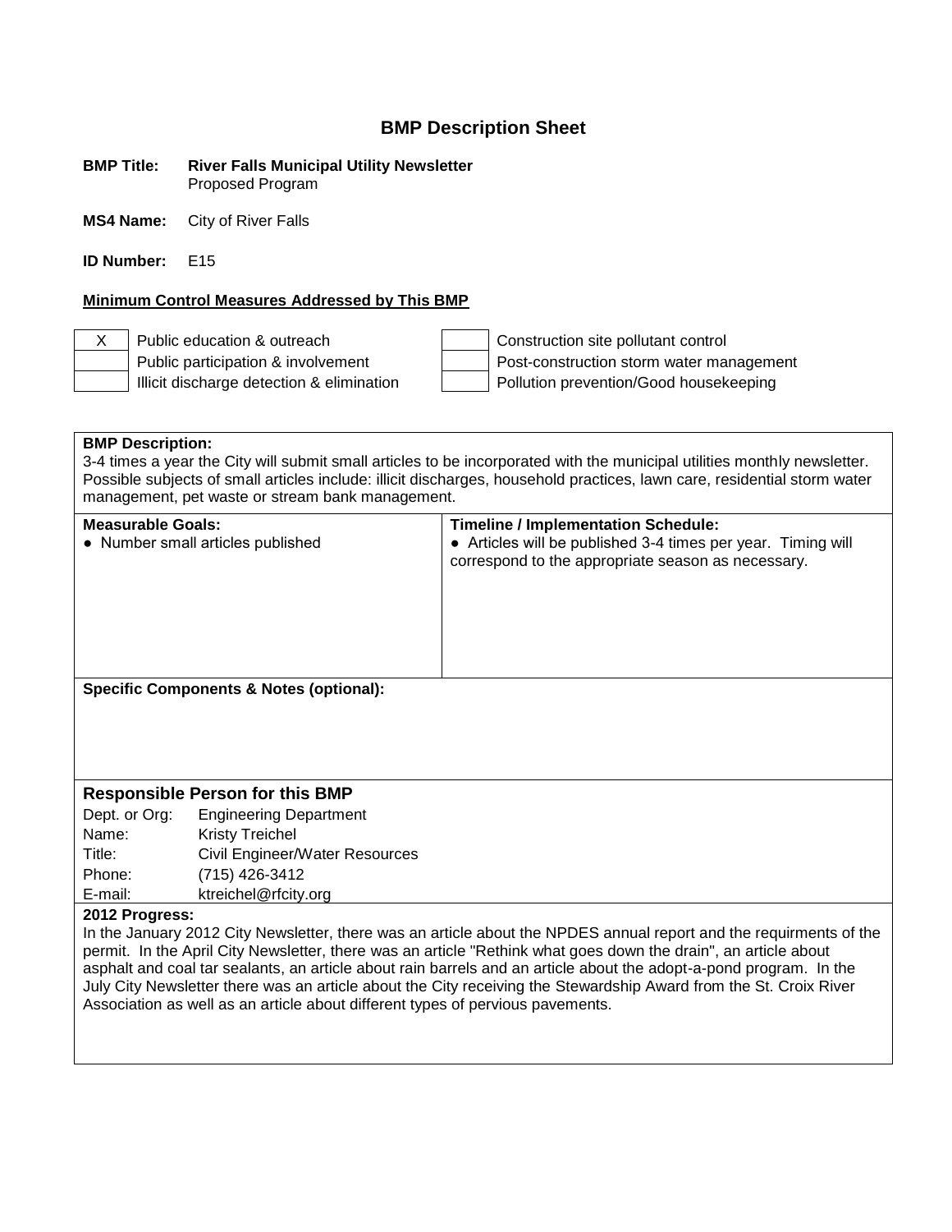# BMP Description Sheet

**BMP Title:** **River Falls Municipal Utility Newsletter**
Proposed Program

**MS4 Name:** City of River Falls

**ID Number:** E15

**Minimum Control Measures Addressed by This BMP**

| | | | |
|---|---|---|---|
| X | Public education & outreach | | Construction site pollutant control |
| | Public participation & involvement | | Post-construction storm water management |
| | Illicit discharge detection & elimination | | Pollution prevention/Good housekeeping |

**BMP Description:**
3-4 times a year the City will submit small articles to be incorporated with the municipal utilities monthly newsletter. Possible subjects of small articles include: illicit discharges, household practices, lawn care, residential storm water management, pet waste or stream bank management.

| **Measurable Goals:** | **Timeline / Implementation Schedule:** |
|---|---|
| ● Number small articles published | ● Articles will be published 3-4 times per year. Timing will correspond to the appropriate season as necessary. |

**Specific Components & Notes (optional):**

### Responsible Person for this BMP

| | |
|---|---|
| Dept. or Org: | Engineering Department |
| Name: | Kristy Treichel |
| Title: | Civil Engineer/Water Resources |
| Phone: | (715) 426-3412 |
| E-mail: | ktreichel@rfcity.org |

**2012 Progress:**
In the January 2012 City Newsletter, there was an article about the NPDES annual report and the requirments of the permit. In the April City Newsletter, there was an article "Rethink what goes down the drain", an article about asphalt and coal tar sealants, an article about rain barrels and an article about the adopt-a-pond program. In the July City Newsletter there was an article about the City receiving the Stewardship Award from the St. Croix River Association as well as an article about different types of pervious pavements.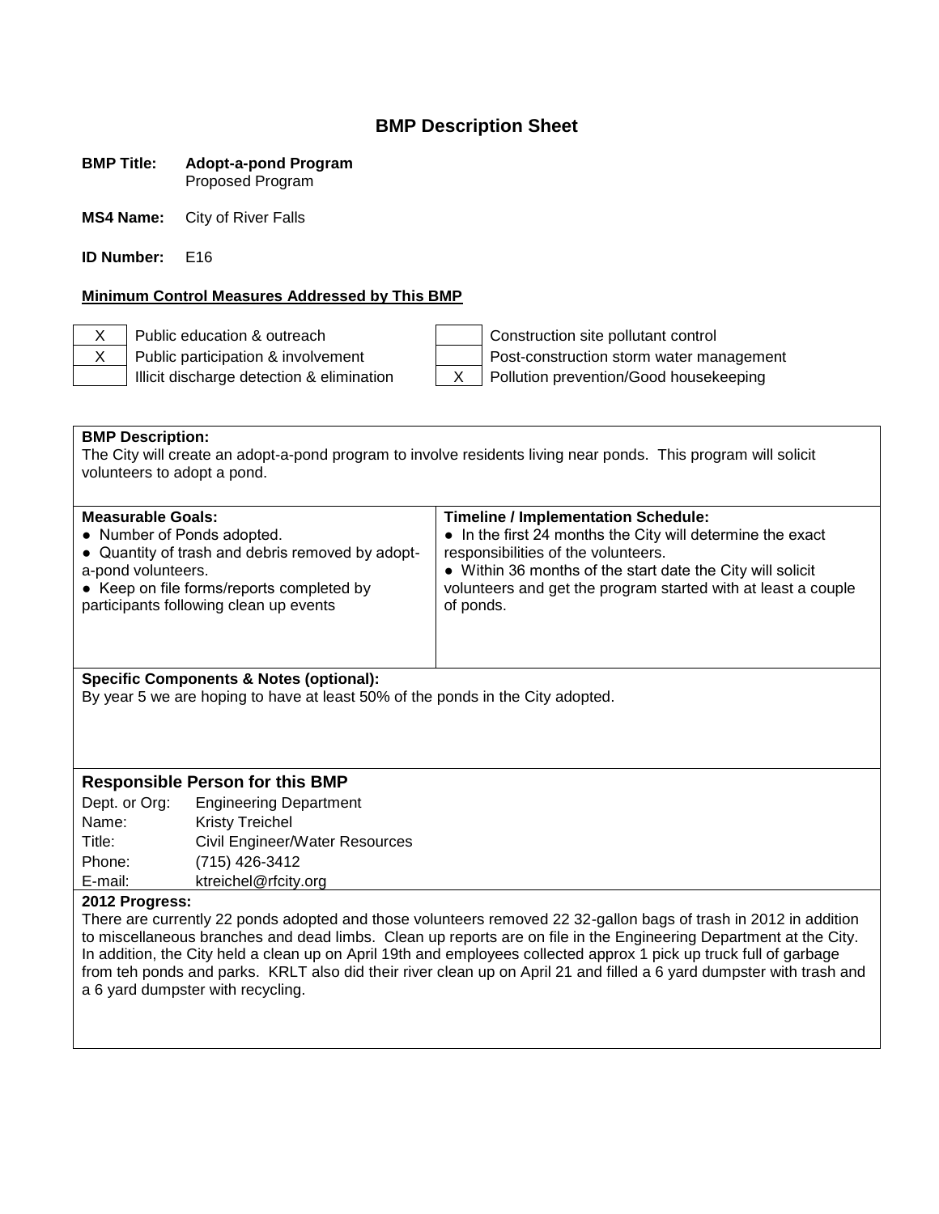# BMP Description Sheet

**BMP Title:** **Adopt-a-pond Program**
Proposed Program

**MS4 Name:** City of River Falls

**ID Number:** E16

**Minimum Control Measures Addressed by This BMP**

| | | | |
|---|---|---|---|
| X | Public education & outreach | | Construction site pollutant control |
| X | Public participation & involvement | | Post-construction storm water management |
| | Illicit discharge detection & elimination | X | Pollution prevention/Good housekeeping |

**BMP Description:**
The City will create an adopt-a-pond program to involve residents living near ponds. This program will solicit volunteers to adopt a pond.

| **Measurable Goals:** | **Timeline / Implementation Schedule:** |
|---|---|
| ● Number of Ponds adopted.<br>● Quantity of trash and debris removed by adopt-a-pond volunteers.<br>● Keep on file forms/reports completed by participants following clean up events | ● In the first 24 months the City will determine the exact responsibilities of the volunteers.<br>● Within 36 months of the start date the City will solicit volunteers and get the program started with at least a couple of ponds. |

**Specific Components & Notes (optional):**
By year 5 we are hoping to have at least 50% of the ponds in the City adopted.

### Responsible Person for this BMP

| | |
|---|---|
| Dept. or Org: | Engineering Department |
| Name: | Kristy Treichel |
| Title: | Civil Engineer/Water Resources |
| Phone: | (715) 426-3412 |
| E-mail: | ktreichel@rfcity.org |

**2012 Progress:**
There are currently 22 ponds adopted and those volunteers removed 22 32-gallon bags of trash in 2012 in addition to miscellaneous branches and dead limbs. Clean up reports are on file in the Engineering Department at the City. In addition, the City held a clean up on April 19th and employees collected approx 1 pick up truck full of garbage from teh ponds and parks. KRLT also did their river clean up on April 21 and filled a 6 yard dumpster with trash and a 6 yard dumpster with recycling.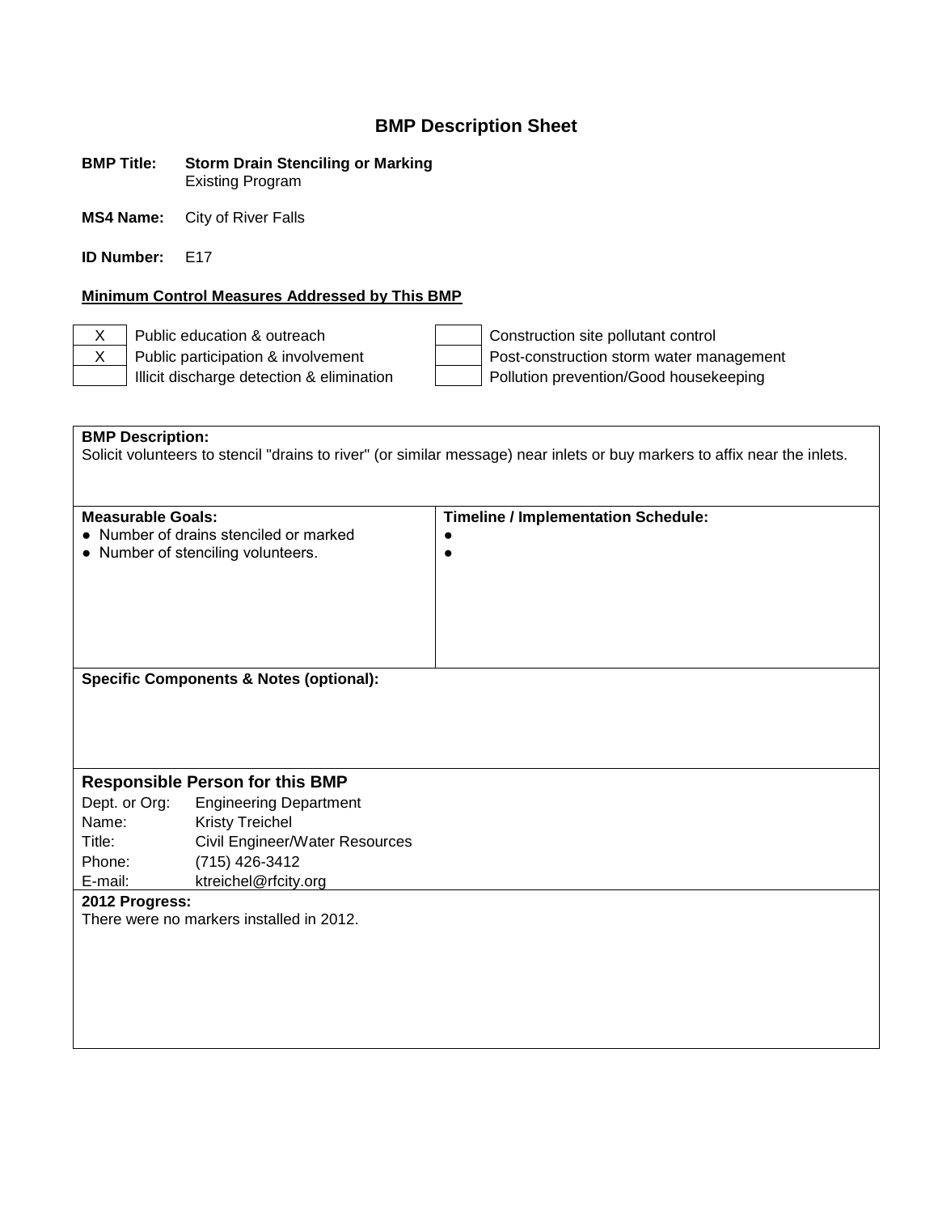# BMP Description Sheet

**BMP Title:** **Storm Drain Stenciling or Marking**
Existing Program

**MS4 Name:** City of River Falls

**ID Number:** E17

**Minimum Control Measures Addressed by This BMP**

| | | | |
|---|---|---|---|
| X | Public education & outreach | | Construction site pollutant control |
| X | Public participation & involvement | | Post-construction storm water management |
| | Illicit discharge detection & elimination | | Pollution prevention/Good housekeeping |

**BMP Description:**
Solicit volunteers to stencil "drains to river" (or similar message) near inlets or buy markers to affix near the inlets.

| **Measurable Goals:** | **Timeline / Implementation Schedule:** |
|---|---|
| ● Number of drains stenciled or marked<br>● Number of stenciling volunteers. | ●<br>● |

**Specific Components & Notes (optional):**

## Responsible Person for this BMP

| | |
|---|---|
| Dept. or Org: | Engineering Department |
| Name: | Kristy Treichel |
| Title: | Civil Engineer/Water Resources |
| Phone: | (715) 426-3412 |
| E-mail: | ktreichel@rfcity.org |

**2012 Progress:**
There were no markers installed in 2012.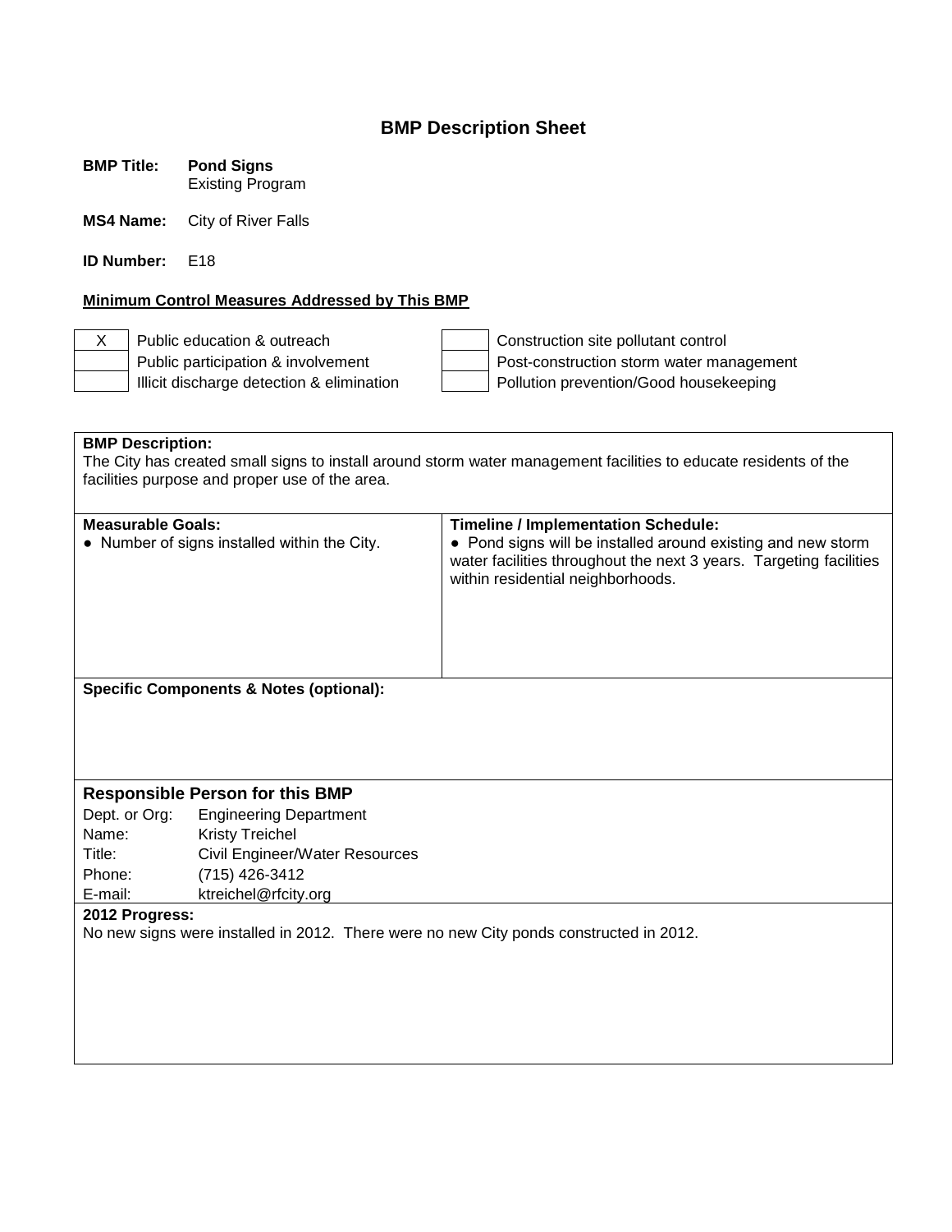## BMP Description Sheet

**BMP Title:** **Pond Signs**
Existing Program

**MS4 Name:** City of River Falls

**ID Number:** E18

**Minimum Control Measures Addressed by This BMP**

| | | | |
|---|---|---|---|
| X | Public education & outreach | | Construction site pollutant control |
| | Public participation & involvement | | Post-construction storm water management |
| | Illicit discharge detection & elimination | | Pollution prevention/Good housekeeping |

**BMP Description:**
The City has created small signs to install around storm water management facilities to educate residents of the facilities purpose and proper use of the area.

| **Measurable Goals:** | **Timeline / Implementation Schedule:** |
|---|---|
| ● Number of signs installed within the City. | ● Pond signs will be installed around existing and new storm water facilities throughout the next 3 years. Targeting facilities within residential neighborhoods. |

**Specific Components & Notes (optional):**

### Responsible Person for this BMP

| | |
|---|---|
| Dept. or Org: | Engineering Department |
| Name: | Kristy Treichel |
| Title: | Civil Engineer/Water Resources |
| Phone: | (715) 426-3412 |
| E-mail: | ktreichel@rfcity.org |

**2012 Progress:**
No new signs were installed in 2012. There were no new City ponds constructed in 2012.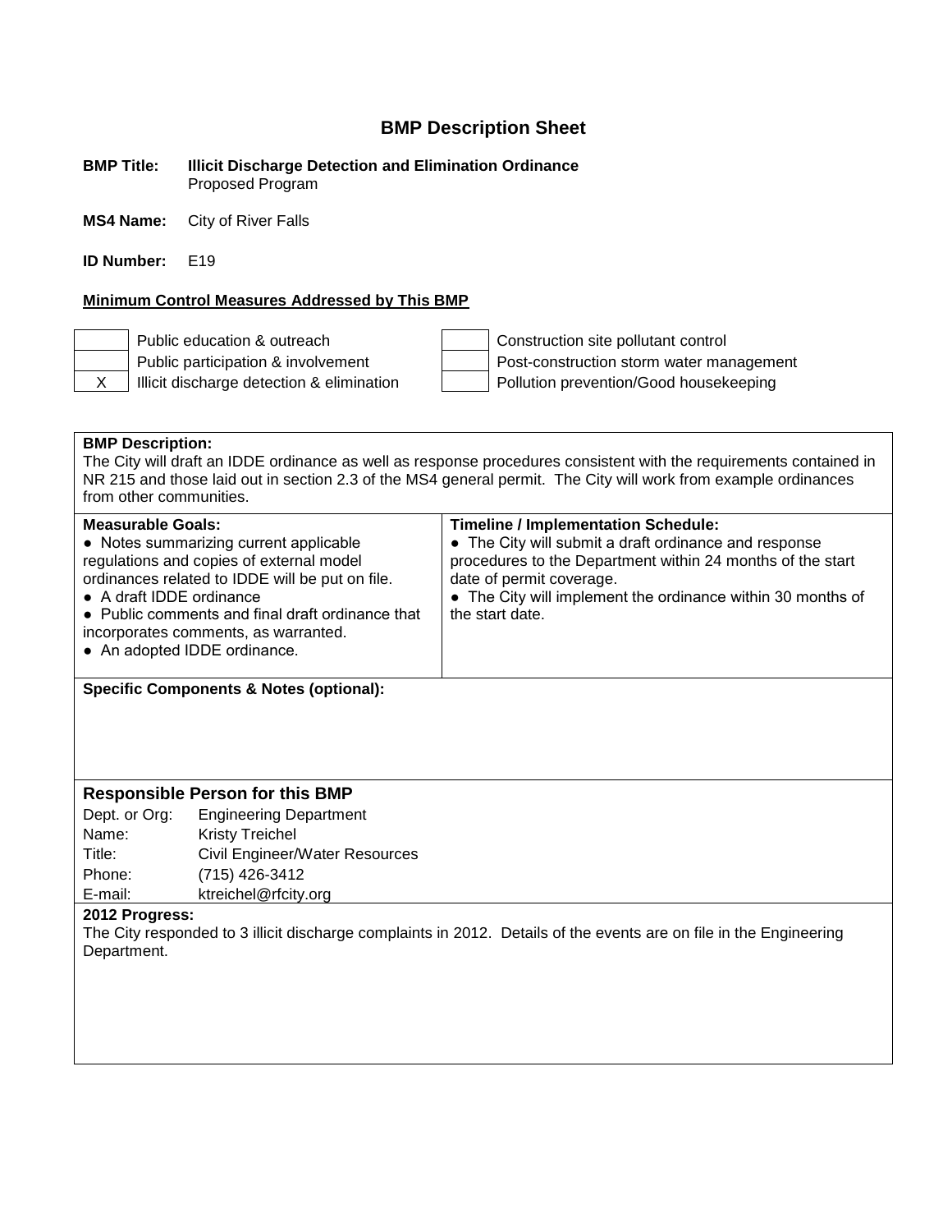# BMP Description Sheet

**BMP Title:** **Illicit Discharge Detection and Elimination Ordinance**
Proposed Program

**MS4 Name:** City of River Falls

**ID Number:** E19

**Minimum Control Measures Addressed by This BMP**

| | | | |
|---|---|---|---|
| | Public education & outreach | | Construction site pollutant control |
| | Public participation & involvement | | Post-construction storm water management |
| X | Illicit discharge detection & elimination | | Pollution prevention/Good housekeeping |

**BMP Description:**
The City will draft an IDDE ordinance as well as response procedures consistent with the requirements contained in NR 215 and those laid out in section 2.3 of the MS4 general permit. The City will work from example ordinances from other communities.

| **Measurable Goals:** | **Timeline / Implementation Schedule:** |
|---|---|
| ● Notes summarizing current applicable regulations and copies of external model ordinances related to IDDE will be put on file.<br>● A draft IDDE ordinance<br>● Public comments and final draft ordinance that incorporates comments, as warranted.<br>● An adopted IDDE ordinance. | ● The City will submit a draft ordinance and response procedures to the Department within 24 months of the start date of permit coverage.<br>● The City will implement the ordinance within 30 months of the start date. |

**Specific Components & Notes (optional):**

## Responsible Person for this BMP

| | |
|---|---|
| Dept. or Org: | Engineering Department |
| Name: | Kristy Treichel |
| Title: | Civil Engineer/Water Resources |
| Phone: | (715) 426-3412 |
| E-mail: | ktreichel@rfcity.org |

**2012 Progress:**
The City responded to 3 illicit discharge complaints in 2012. Details of the events are on file in the Engineering Department.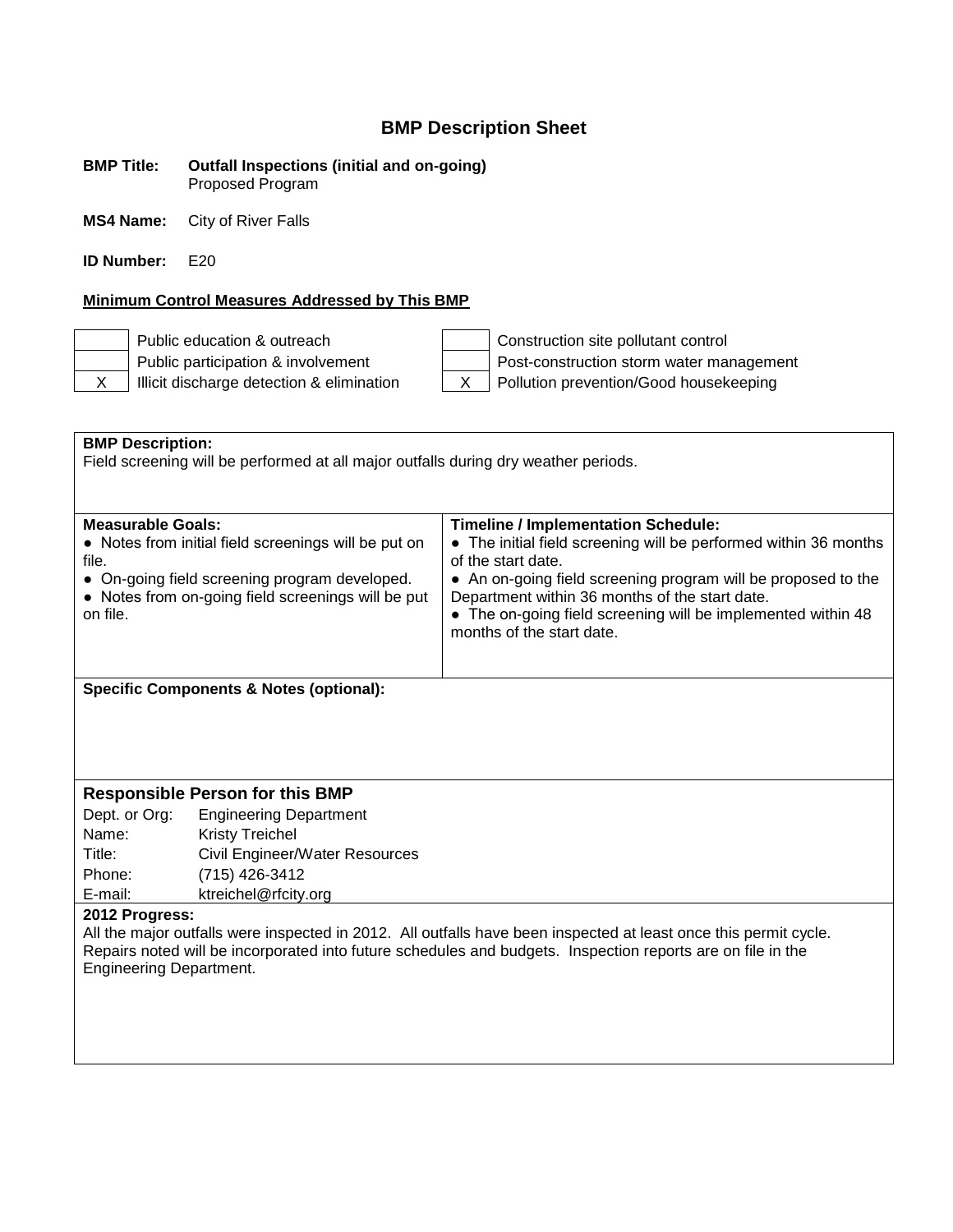# BMP Description Sheet

**BMP Title:** **Outfall Inspections (initial and on-going)**
Proposed Program

**MS4 Name:** City of River Falls

**ID Number:** E20

**Minimum Control Measures Addressed by This BMP**

| | | | |
|---|---|---|---|
| | Public education & outreach | | Construction site pollutant control |
| | Public participation & involvement | | Post-construction storm water management |
| X | Illicit discharge detection & elimination | X | Pollution prevention/Good housekeeping |

**BMP Description:**
Field screening will be performed at all major outfalls during dry weather periods.

| **Measurable Goals:** | **Timeline / Implementation Schedule:** |
|---|---|
| • Notes from initial field screenings will be put on file.<br>• On-going field screening program developed.<br>• Notes from on-going field screenings will be put on file. | • The initial field screening will be performed within 36 months of the start date.<br>• An on-going field screening program will be proposed to the Department within 36 months of the start date.<br>• The on-going field screening will be implemented within 48 months of the start date. |

**Specific Components & Notes (optional):**

## Responsible Person for this BMP

| | |
|---|---|
| Dept. or Org: | Engineering Department |
| Name: | Kristy Treichel |
| Title: | Civil Engineer/Water Resources |
| Phone: | (715) 426-3412 |
| E-mail: | ktreichel@rfcity.org |

**2012 Progress:**
All the major outfalls were inspected in 2012. All outfalls have been inspected at least once this permit cycle. Repairs noted will be incorporated into future schedules and budgets. Inspection reports are on file in the Engineering Department.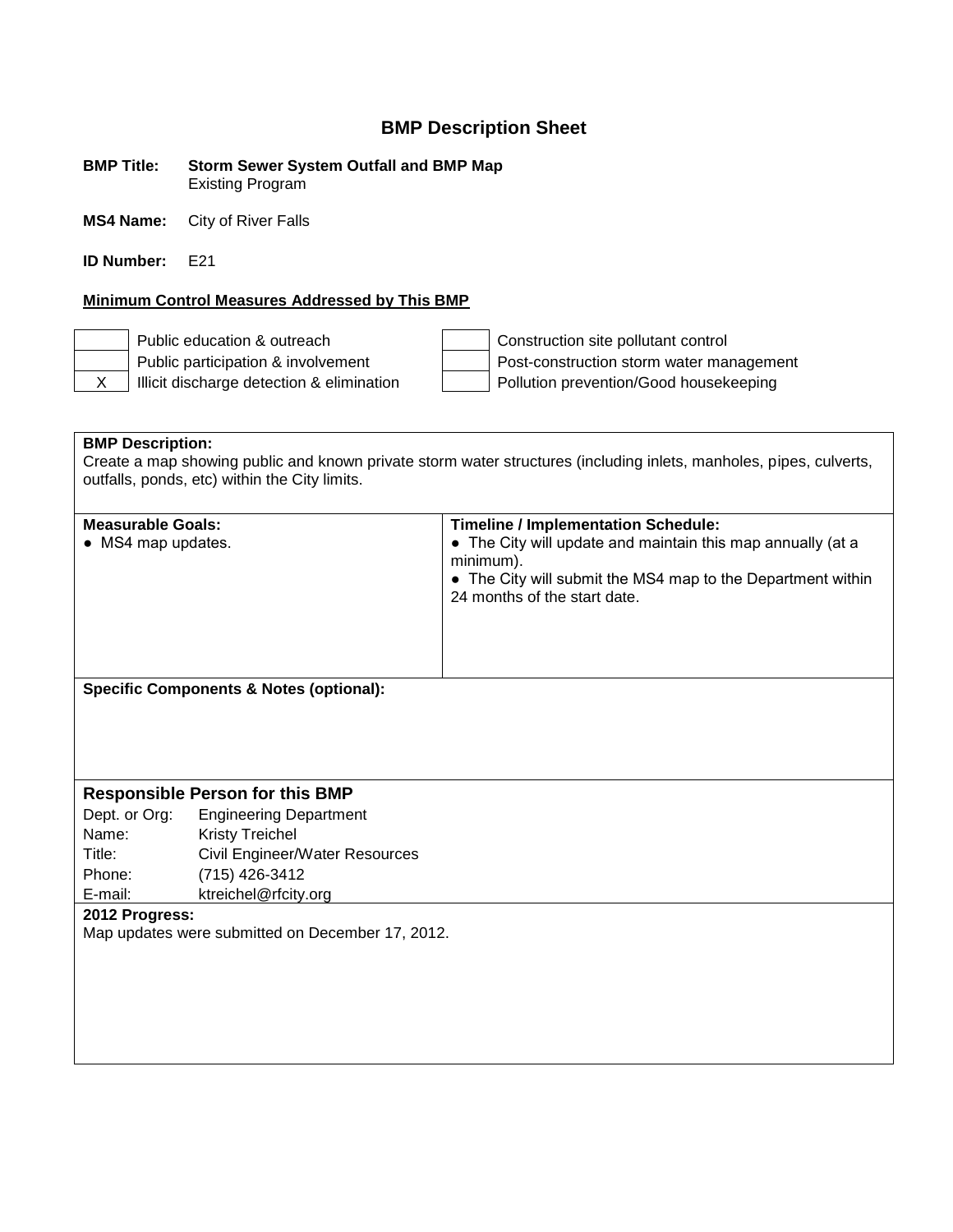## BMP Description Sheet

**BMP Title:** **Storm Sewer System Outfall and BMP Map**
Existing Program

**MS4 Name:** City of River Falls

**ID Number:** E21

**Minimum Control Measures Addressed by This BMP**

| | | | |
|---|---|---|---|
| | Public education & outreach | | Construction site pollutant control |
| | Public participation & involvement | | Post-construction storm water management |
| X | Illicit discharge detection & elimination | | Pollution prevention/Good housekeeping |

**BMP Description:**
Create a map showing public and known private storm water structures (including inlets, manholes, pipes, culverts, outfalls, ponds, etc) within the City limits.

| **Measurable Goals:** | **Timeline / Implementation Schedule:** |
|---|---|
| ● MS4 map updates. | ● The City will update and maintain this map annually (at a minimum).<br>● The City will submit the MS4 map to the Department within 24 months of the start date. |

**Specific Components & Notes (optional):**

### Responsible Person for this BMP

| | |
|---|---|
| Dept. or Org: | Engineering Department |
| Name: | Kristy Treichel |
| Title: | Civil Engineer/Water Resources |
| Phone: | (715) 426-3412 |
| E-mail: | ktreichel@rfcity.org |

**2012 Progress:**
Map updates were submitted on December 17, 2012.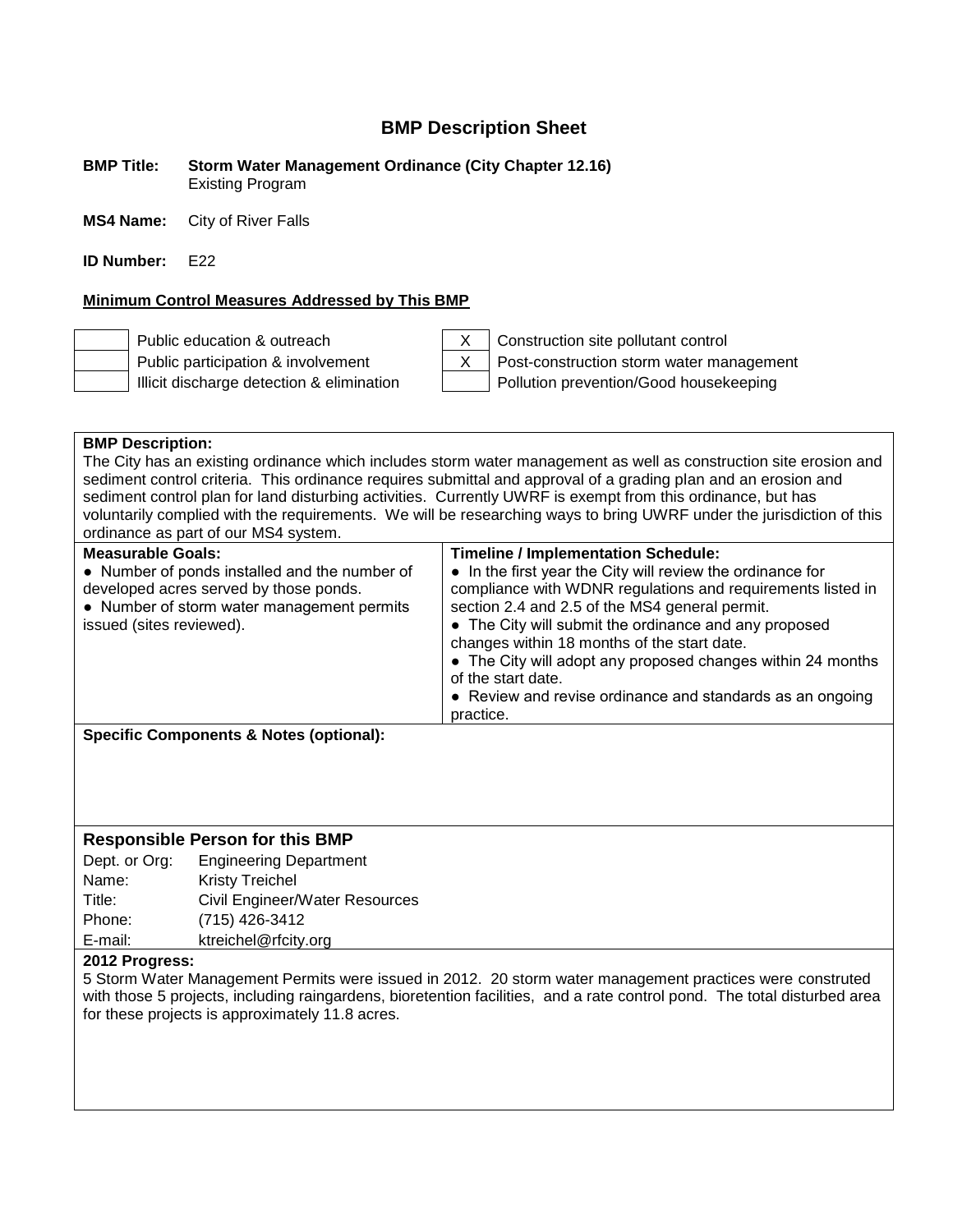# BMP Description Sheet

**BMP Title:** **Storm Water Management Ordinance (City Chapter 12.16)**
Existing Program

**MS4 Name:** City of River Falls

**ID Number:** E22

**Minimum Control Measures Addressed by This BMP**

| | | | |
|---|---|---|---|
| | Public education & outreach | X | Construction site pollutant control |
| | Public participation & involvement | X | Post-construction storm water management |
| | Illicit discharge detection & elimination | | Pollution prevention/Good housekeeping |

**BMP Description:**
The City has an existing ordinance which includes storm water management as well as construction site erosion and sediment control criteria. This ordinance requires submittal and approval of a grading plan and an erosion and sediment control plan for land disturbing activities. Currently UWRF is exempt from this ordinance, but has voluntarily complied with the requirements. We will be researching ways to bring UWRF under the jurisdiction of this ordinance as part of our MS4 system.

| Measurable Goals: | Timeline / Implementation Schedule: |
|---|---|
| ● Number of ponds installed and the number of developed acres served by those ponds.<br>● Number of storm water management permits issued (sites reviewed). | ● In the first year the City will review the ordinance for compliance with WDNR regulations and requirements listed in section 2.4 and 2.5 of the MS4 general permit.<br>● The City will submit the ordinance and any proposed changes within 18 months of the start date.<br>● The City will adopt any proposed changes within 24 months of the start date.<br>● Review and revise ordinance and standards as an ongoing practice. |

**Specific Components & Notes (optional):**

### Responsible Person for this BMP

| | |
|---|---|
| Dept. or Org: | Engineering Department |
| Name: | Kristy Treichel |
| Title: | Civil Engineer/Water Resources |
| Phone: | (715) 426-3412 |
| E-mail: | ktreichel@rfcity.org |

**2012 Progress:**
5 Storm Water Management Permits were issued in 2012. 20 storm water management practices were construted with those 5 projects, including raingardens, bioretention facilities, and a rate control pond. The total disturbed area for these projects is approximately 11.8 acres.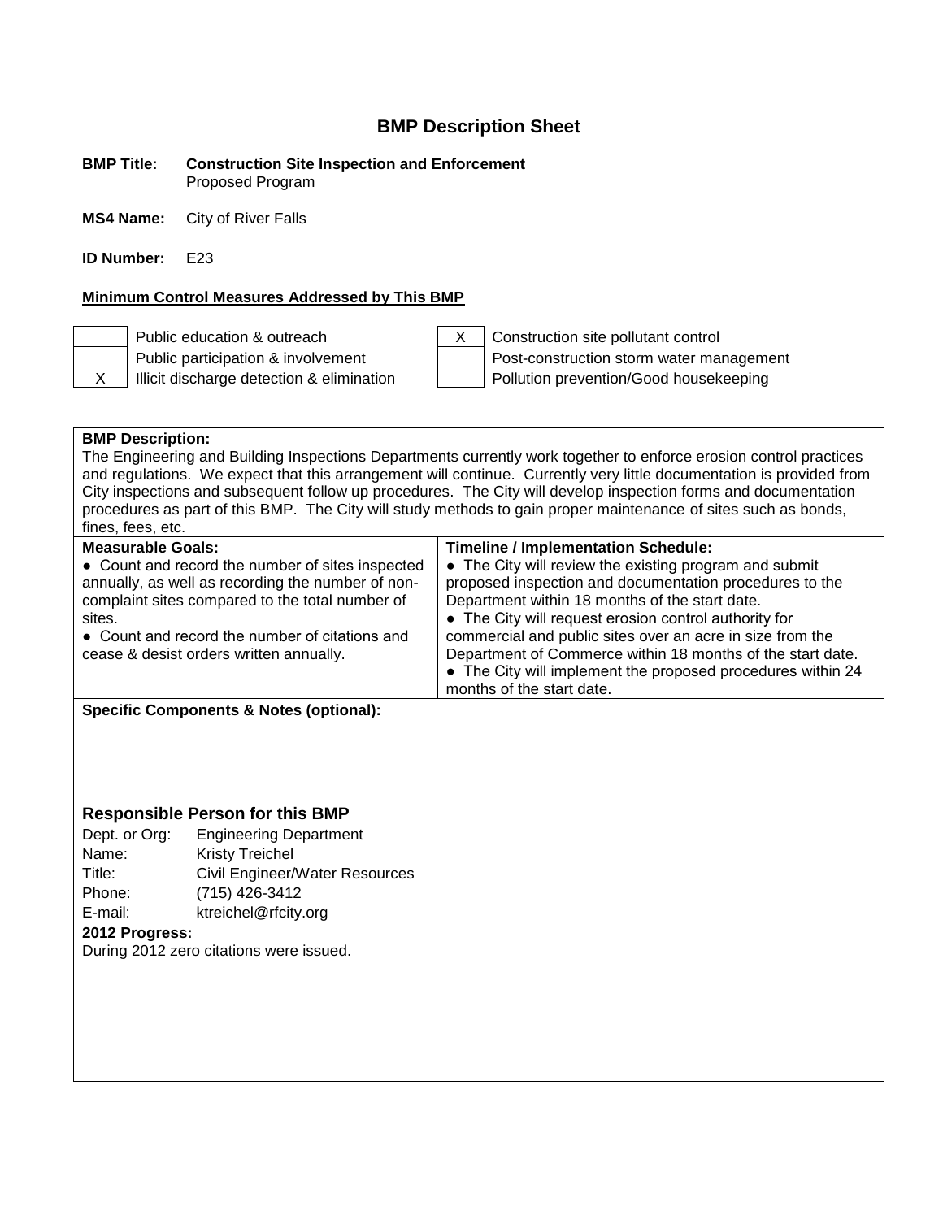# BMP Description Sheet

**BMP Title:** **Construction Site Inspection and Enforcement**
Proposed Program

**MS4 Name:** City of River Falls

**ID Number:** E23

**Minimum Control Measures Addressed by This BMP**

| | | | |
|---|---|---|---|
| | Public education & outreach | X | Construction site pollutant control |
| | Public participation & involvement | | Post-construction storm water management |
| X | Illicit discharge detection & elimination | | Pollution prevention/Good housekeeping |

**BMP Description:**
The Engineering and Building Inspections Departments currently work together to enforce erosion control practices and regulations. We expect that this arrangement will continue. Currently very little documentation is provided from City inspections and subsequent follow up procedures. The City will develop inspection forms and documentation procedures as part of this BMP. The City will study methods to gain proper maintenance of sites such as bonds, fines, fees, etc.

| Measurable Goals: | Timeline / Implementation Schedule: |
|---|---|
| ● Count and record the number of sites inspected annually, as well as recording the number of non-complaint sites compared to the total number of sites.<br>● Count and record the number of citations and cease & desist orders written annually. | ● The City will review the existing program and submit proposed inspection and documentation procedures to the Department within 18 months of the start date.<br>● The City will request erosion control authority for commercial and public sites over an acre in size from the Department of Commerce within 18 months of the start date.<br>● The City will implement the proposed procedures within 24 months of the start date. |

**Specific Components & Notes (optional):**

## Responsible Person for this BMP

| | |
|---|---|
| Dept. or Org: | Engineering Department |
| Name: | Kristy Treichel |
| Title: | Civil Engineer/Water Resources |
| Phone: | (715) 426-3412 |
| E-mail: | ktreichel@rfcity.org |

**2012 Progress:**
During 2012 zero citations were issued.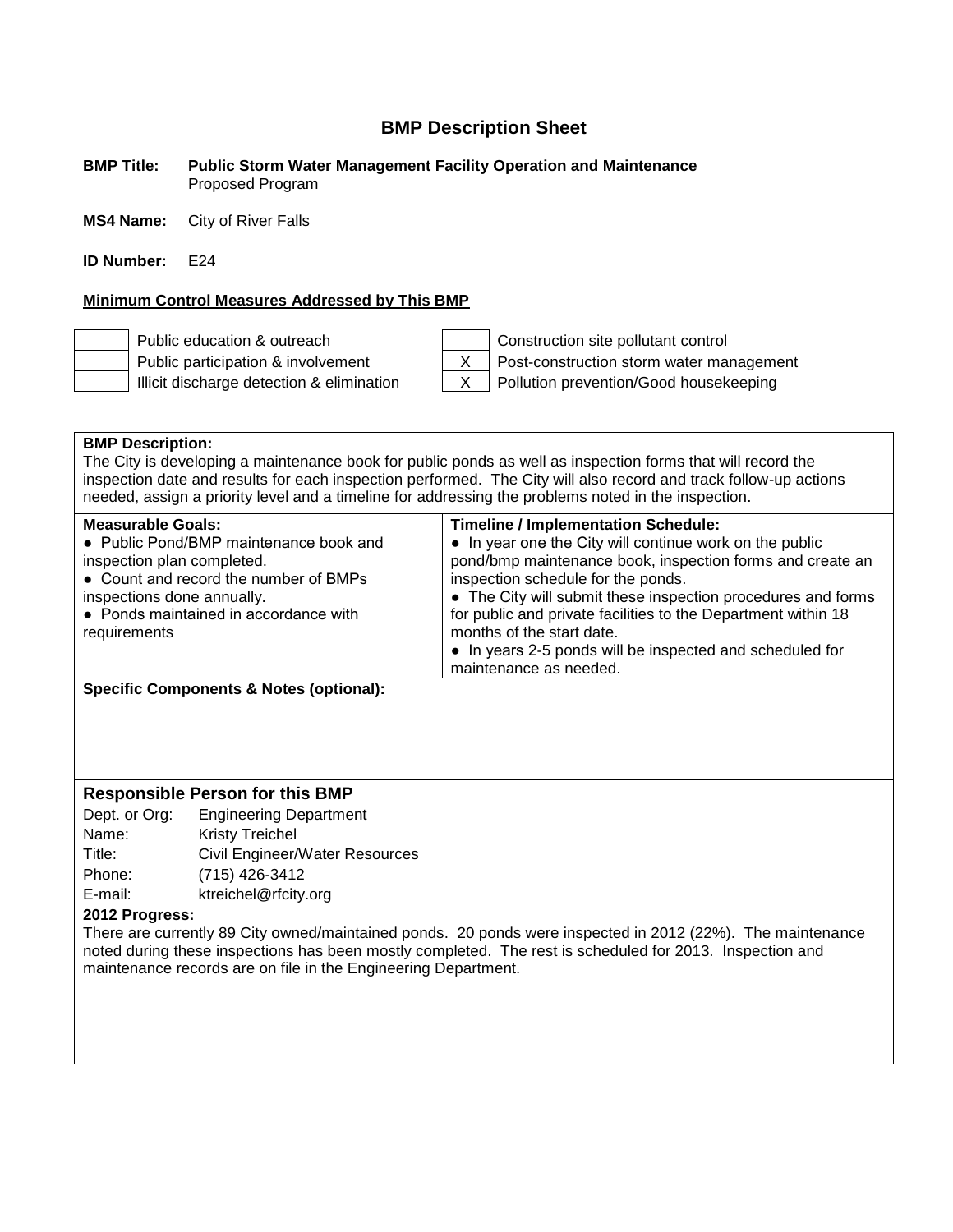# BMP Description Sheet

**BMP Title:** **Public Storm Water Management Facility Operation and Maintenance**
Proposed Program

**MS4 Name:** City of River Falls

**ID Number:** E24

**Minimum Control Measures Addressed by This BMP**

| | | | |
|---|---|---|---|
| | Public education & outreach | | Construction site pollutant control |
| | Public participation & involvement | X | Post-construction storm water management |
| | Illicit discharge detection & elimination | X | Pollution prevention/Good housekeeping |

**BMP Description:**
The City is developing a maintenance book for public ponds as well as inspection forms that will record the inspection date and results for each inspection performed. The City will also record and track follow-up actions needed, assign a priority level and a timeline for addressing the problems noted in the inspection.

| **Measurable Goals:** | **Timeline / Implementation Schedule:** |
|---|---|
| • Public Pond/BMP maintenance book and inspection plan completed.<br>• Count and record the number of BMPs inspections done annually.<br>• Ponds maintained in accordance with requirements | • In year one the City will continue work on the public pond/bmp maintenance book, inspection forms and create an inspection schedule for the ponds.<br>• The City will submit these inspection procedures and forms for public and private facilities to the Department within 18 months of the start date.<br>• In years 2-5 ponds will be inspected and scheduled for maintenance as needed. |

**Specific Components & Notes (optional):**

## Responsible Person for this BMP

| | |
|---|---|
| Dept. or Org: | Engineering Department |
| Name: | Kristy Treichel |
| Title: | Civil Engineer/Water Resources |
| Phone: | (715) 426-3412 |
| E-mail: | ktreichel@rfcity.org |

**2012 Progress:**
There are currently 89 City owned/maintained ponds. 20 ponds were inspected in 2012 (22%). The maintenance noted during these inspections has been mostly completed. The rest is scheduled for 2013. Inspection and maintenance records are on file in the Engineering Department.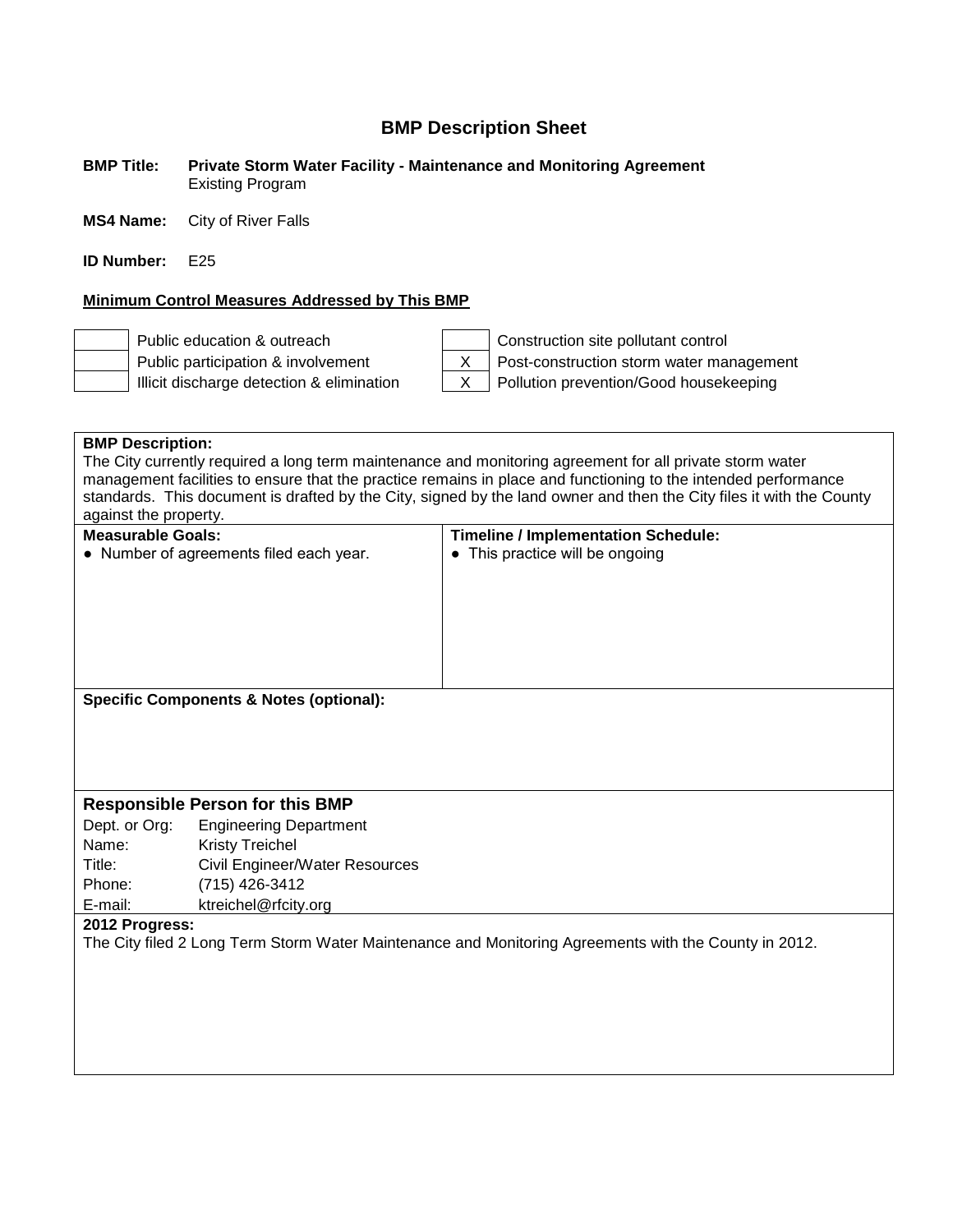## BMP Description Sheet

**BMP Title:** **Private Storm Water Facility - Maintenance and Monitoring Agreement**
Existing Program

**MS4 Name:** City of River Falls

**ID Number:** E25

**Minimum Control Measures Addressed by This BMP**

| | | | |
|---|---|---|---|
| | Public education & outreach | | Construction site pollutant control |
| | Public participation & involvement | X | Post-construction storm water management |
| | Illicit discharge detection & elimination | X | Pollution prevention/Good housekeeping |

**BMP Description:**
The City currently required a long term maintenance and monitoring agreement for all private storm water management facilities to ensure that the practice remains in place and functioning to the intended performance standards. This document is drafted by the City, signed by the land owner and then the City files it with the County against the property.

| **Measurable Goals:** | **Timeline / Implementation Schedule:** |
|---|---|
| • Number of agreements filed each year. | • This practice will be ongoing |

**Specific Components & Notes (optional):**

### Responsible Person for this BMP

| | |
|---|---|
| Dept. or Org: | Engineering Department |
| Name: | Kristy Treichel |
| Title: | Civil Engineer/Water Resources |
| Phone: | (715) 426-3412 |
| E-mail: | ktreichel@rfcity.org |

**2012 Progress:**
The City filed 2 Long Term Storm Water Maintenance and Monitoring Agreements with the County in 2012.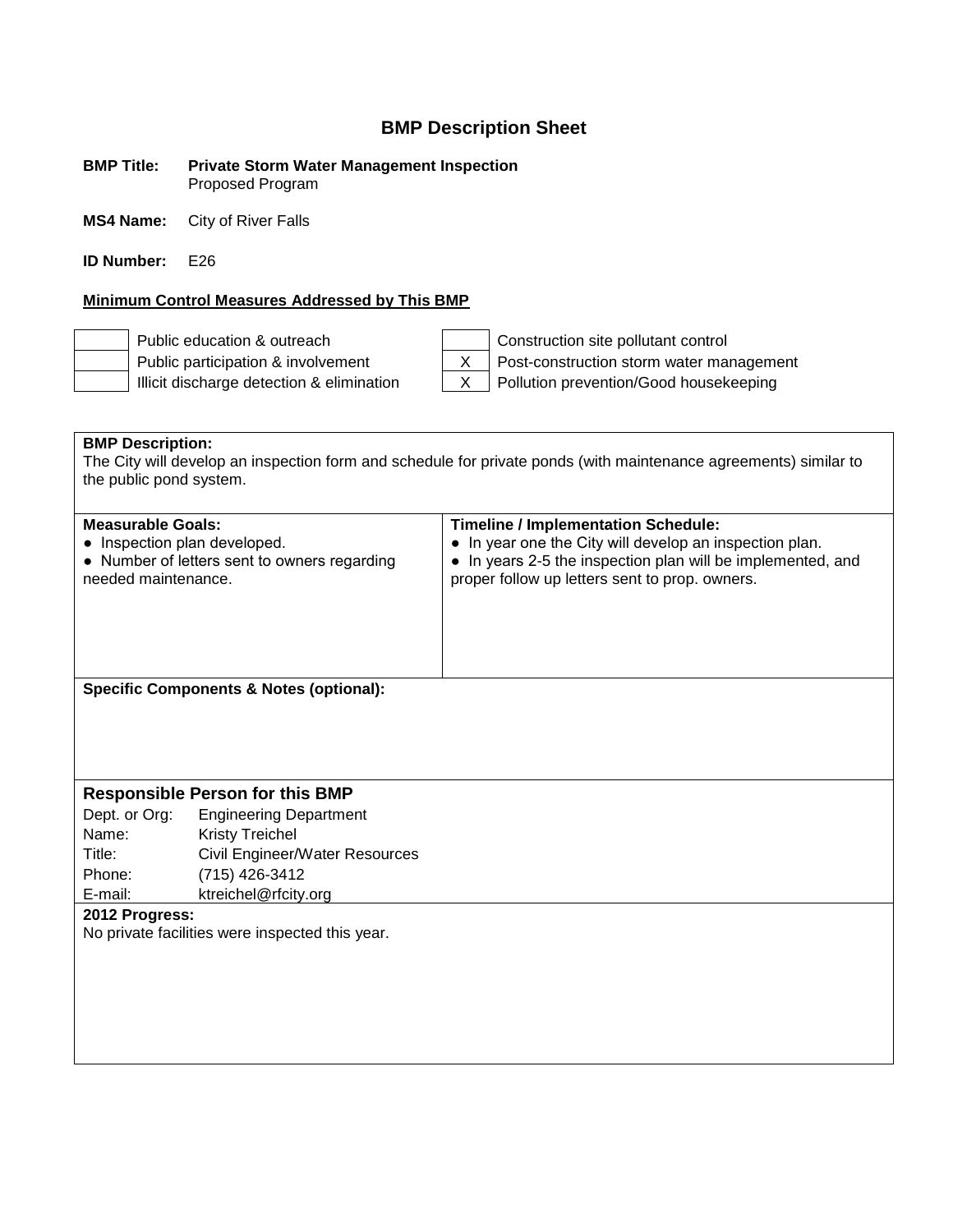# BMP Description Sheet

**BMP Title:** **Private Storm Water Management Inspection**
Proposed Program

**MS4 Name:** City of River Falls

**ID Number:** E26

**Minimum Control Measures Addressed by This BMP**

| | | | |
|---|---|---|---|
| | Public education & outreach | | Construction site pollutant control |
| | Public participation & involvement | X | Post-construction storm water management |
| | Illicit discharge detection & elimination | X | Pollution prevention/Good housekeeping |

**BMP Description:**
The City will develop an inspection form and schedule for private ponds (with maintenance agreements) similar to the public pond system.

| **Measurable Goals:** | **Timeline / Implementation Schedule:** |
|---|---|
| ● Inspection plan developed.<br>● Number of letters sent to owners regarding needed maintenance. | ● In year one the City will develop an inspection plan.<br>● In years 2-5 the inspection plan will be implemented, and proper follow up letters sent to prop. owners. |

**Specific Components & Notes (optional):**

## Responsible Person for this BMP

| | |
|---|---|
| Dept. or Org: | Engineering Department |
| Name: | Kristy Treichel |
| Title: | Civil Engineer/Water Resources |
| Phone: | (715) 426-3412 |
| E-mail: | ktreichel@rfcity.org |

**2012 Progress:**
No private facilities were inspected this year.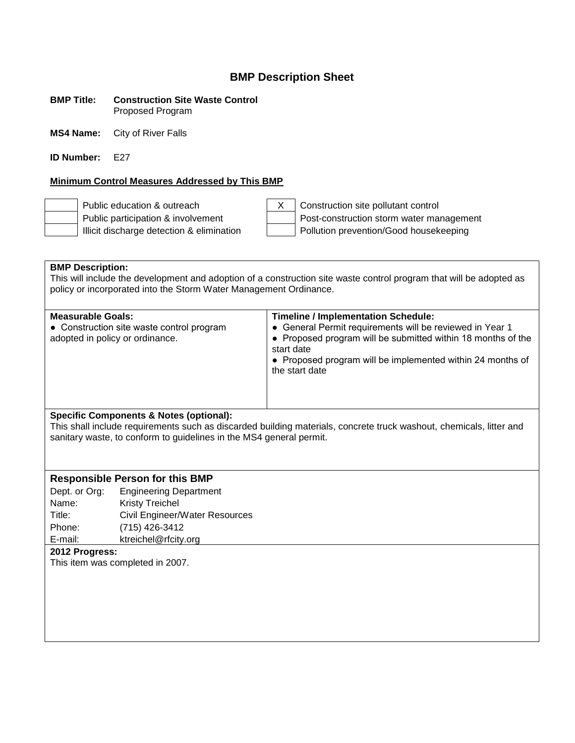# BMP Description Sheet

**BMP Title:** **Construction Site Waste Control**
Proposed Program

**MS4 Name:** City of River Falls

**ID Number:** E27

**Minimum Control Measures Addressed by This BMP**

| | | | |
|---|---|---|---|
| | Public education & outreach | X | Construction site pollutant control |
| | Public participation & involvement | | Post-construction storm water management |
| | Illicit discharge detection & elimination | | Pollution prevention/Good housekeeping |

**BMP Description:**
This will include the development and adoption of a construction site waste control program that will be adopted as policy or incorporated into the Storm Water Management Ordinance.

| **Measurable Goals:** | **Timeline / Implementation Schedule:** |
|---|---|
| ● Construction site waste control program adopted in policy or ordinance. | ● General Permit requirements will be reviewed in Year 1<br>● Proposed program will be submitted within 18 months of the start date<br>● Proposed program will be implemented within 24 months of the start date |

**Specific Components & Notes (optional):**
This shall include requirements such as discarded building materials, concrete truck washout, chemicals, litter and sanitary waste, to conform to guidelines in the MS4 general permit.

### Responsible Person for this BMP

| | |
|---|---|
| Dept. or Org: | Engineering Department |
| Name: | Kristy Treichel |
| Title: | Civil Engineer/Water Resources |
| Phone: | (715) 426-3412 |
| E-mail: | ktreichel@rfcity.org |

**2012 Progress:**
This item was completed in 2007.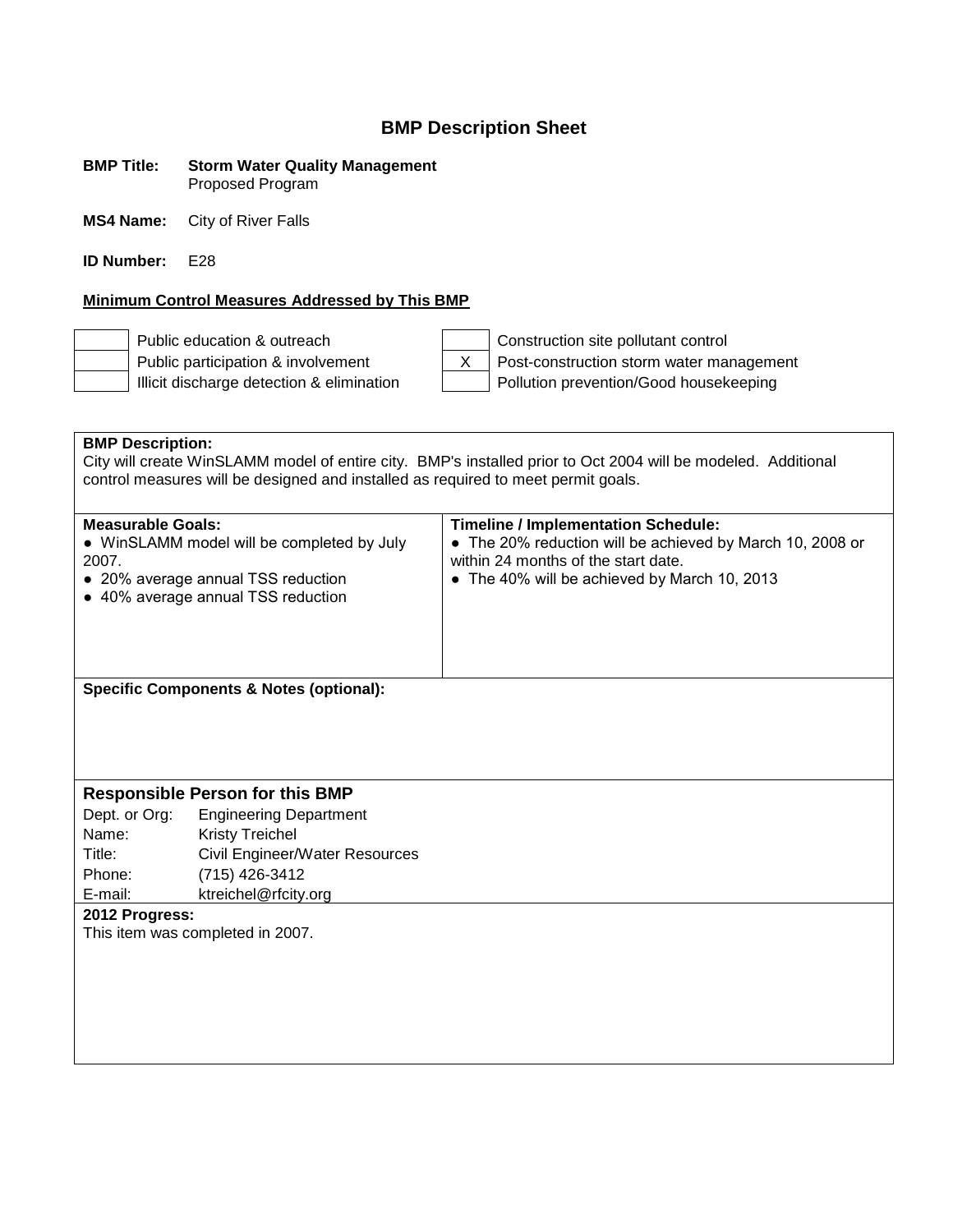# BMP Description Sheet

**BMP Title:** **Storm Water Quality Management**
Proposed Program

**MS4 Name:** City of River Falls

**ID Number:** E28

**Minimum Control Measures Addressed by This BMP**

| | | | |
|---|---|---|---|
| | Public education & outreach | | Construction site pollutant control |
| | Public participation & involvement | X | Post-construction storm water management |
| | Illicit discharge detection & elimination | | Pollution prevention/Good housekeeping |

**BMP Description:**
City will create WinSLAMM model of entire city. BMP's installed prior to Oct 2004 will be modeled. Additional control measures will be designed and installed as required to meet permit goals.

| **Measurable Goals:** | **Timeline / Implementation Schedule:** |
|---|---|
| ● WinSLAMM model will be completed by July 2007.<br>● 20% average annual TSS reduction<br>● 40% average annual TSS reduction | ● The 20% reduction will be achieved by March 10, 2008 or within 24 months of the start date.<br>● The 40% will be achieved by March 10, 2013 |

**Specific Components & Notes (optional):**

### Responsible Person for this BMP

| | |
|---|---|
| Dept. or Org: | Engineering Department |
| Name: | Kristy Treichel |
| Title: | Civil Engineer/Water Resources |
| Phone: | (715) 426-3412 |
| E-mail: | ktreichel@rfcity.org |

**2012 Progress:**
This item was completed in 2007.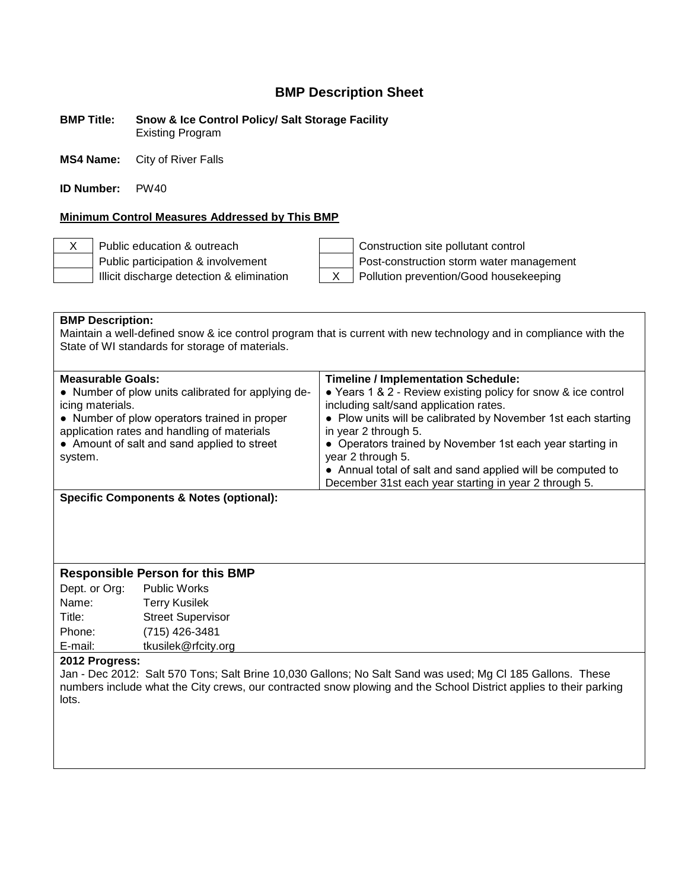# BMP Description Sheet

**BMP Title:** **Snow & Ice Control Policy/ Salt Storage Facility**
Existing Program

**MS4 Name:** City of River Falls

**ID Number:** PW40

**Minimum Control Measures Addressed by This BMP**

| | | | |
|---|---|---|---|
| X | Public education & outreach | | Construction site pollutant control |
| | Public participation & involvement | | Post-construction storm water management |
| | Illicit discharge detection & elimination | X | Pollution prevention/Good housekeeping |

**BMP Description:**
Maintain a well-defined snow & ice control program that is current with new technology and in compliance with the State of WI standards for storage of materials.

| **Measurable Goals:** | **Timeline / Implementation Schedule:** |
|---|---|
| ● Number of plow units calibrated for applying de-icing materials.<br>● Number of plow operators trained in proper application rates and handling of materials<br>● Amount of salt and sand applied to street system. | ● Years 1 & 2 - Review existing policy for snow & ice control including salt/sand application rates.<br>● Plow units will be calibrated by November 1st each starting in year 2 through 5.<br>● Operators trained by November 1st each year starting in year 2 through 5.<br>● Annual total of salt and sand applied will be computed to December 31st each year starting in year 2 through 5. |

**Specific Components & Notes (optional):**

### Responsible Person for this BMP

| | |
|---|---|
| Dept. or Org: | Public Works |
| Name: | Terry Kusilek |
| Title: | Street Supervisor |
| Phone: | (715) 426-3481 |
| E-mail: | tkusilek@rfcity.org |

**2012 Progress:**
Jan - Dec 2012: Salt 570 Tons; Salt Brine 10,030 Gallons; No Salt Sand was used; Mg Cl 185 Gallons. These numbers include what the City crews, our contracted snow plowing and the School District applies to their parking lots.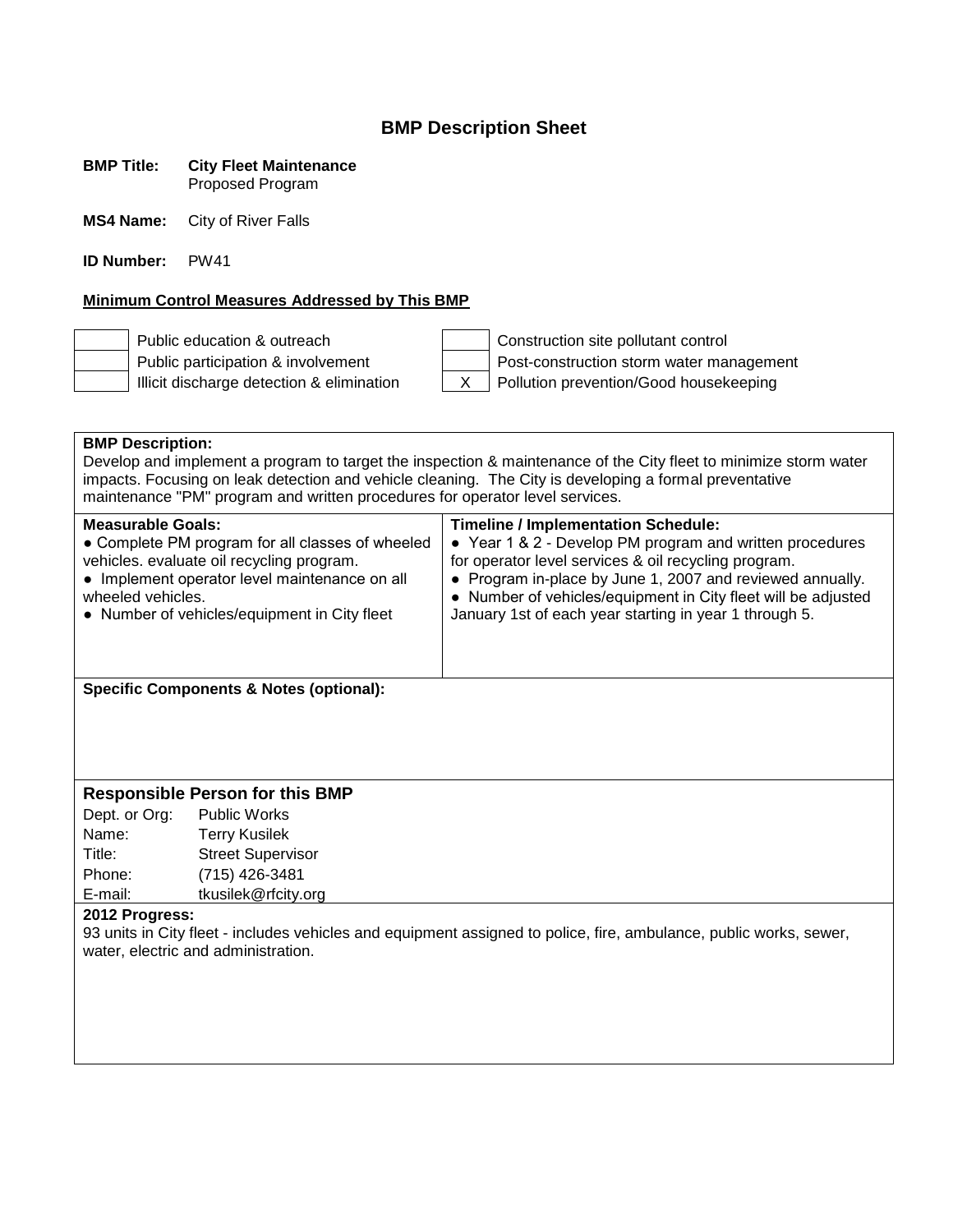# BMP Description Sheet

**BMP Title:** **City Fleet Maintenance**
Proposed Program

**MS4 Name:** City of River Falls

**ID Number:** PW41

**Minimum Control Measures Addressed by This BMP**

| | | | |
|---|---|---|---|
| | Public education & outreach | | Construction site pollutant control |
| | Public participation & involvement | | Post-construction storm water management |
| | Illicit discharge detection & elimination | X | Pollution prevention/Good housekeeping |

**BMP Description:**
Develop and implement a program to target the inspection & maintenance of the City fleet to minimize storm water impacts. Focusing on leak detection and vehicle cleaning. The City is developing a formal preventative maintenance "PM" program and written procedures for operator level services.

| Measurable Goals: | Timeline / Implementation Schedule: |
|---|---|
| ● Complete PM program for all classes of wheeled vehicles. evaluate oil recycling program.<br>● Implement operator level maintenance on all wheeled vehicles.<br>● Number of vehicles/equipment in City fleet | ● Year 1 & 2 - Develop PM program and written procedures for operator level services & oil recycling program.<br>● Program in-place by June 1, 2007 and reviewed annually.<br>● Number of vehicles/equipment in City fleet will be adjusted January 1st of each year starting in year 1 through 5. |

**Specific Components & Notes (optional):**

### Responsible Person for this BMP

| | |
|---|---|
| Dept. or Org: | Public Works |
| Name: | Terry Kusilek |
| Title: | Street Supervisor |
| Phone: | (715) 426-3481 |
| E-mail: | tkusilek@rfcity.org |

**2012 Progress:**
93 units in City fleet - includes vehicles and equipment assigned to police, fire, ambulance, public works, sewer, water, electric and administration.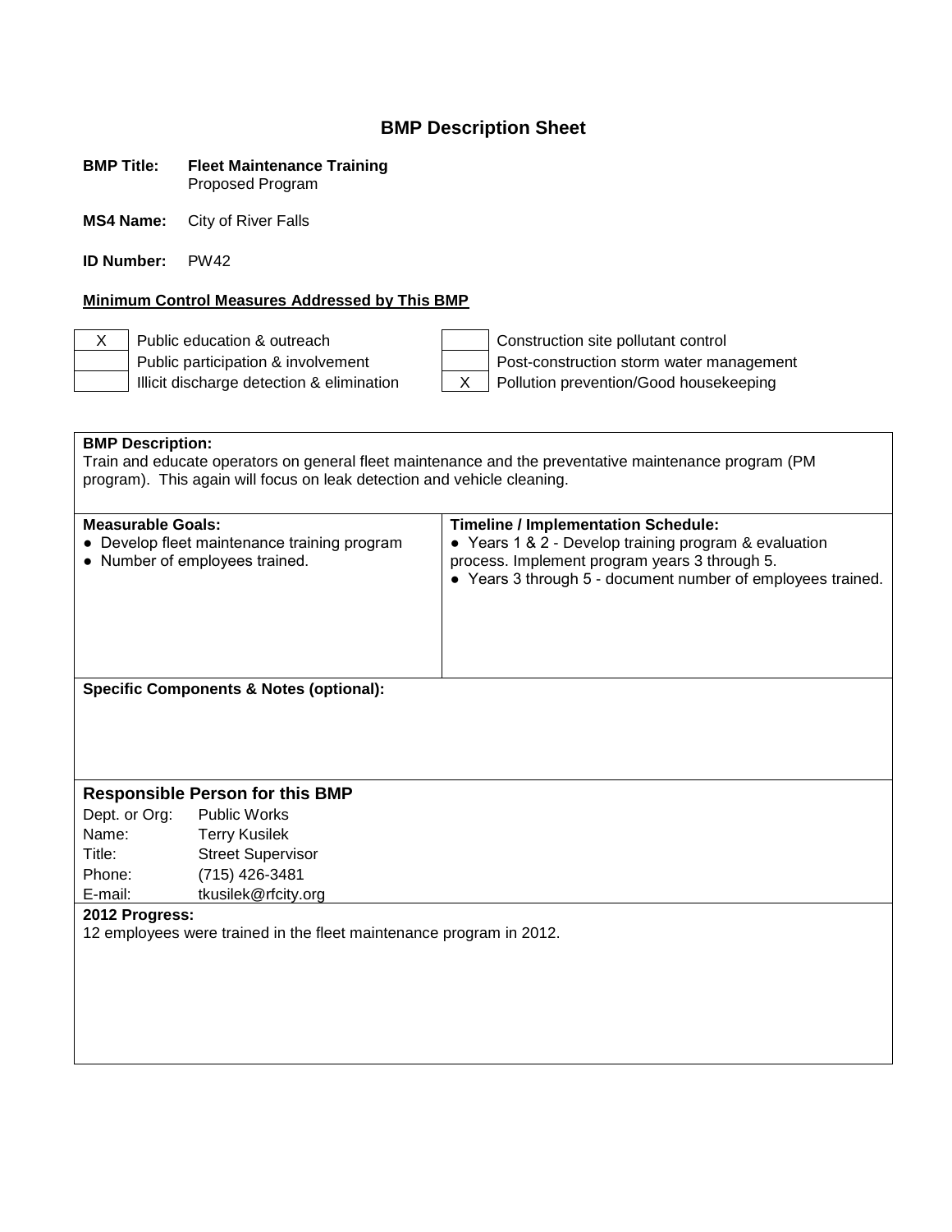# BMP Description Sheet

**BMP Title:** **Fleet Maintenance Training**
Proposed Program

**MS4 Name:** City of River Falls

**ID Number:** PW42

**Minimum Control Measures Addressed by This BMP**

| | | | |
|---|---|---|---|
| X | Public education & outreach | | Construction site pollutant control |
| | Public participation & involvement | | Post-construction storm water management |
| | Illicit discharge detection & elimination | X | Pollution prevention/Good housekeeping |

**BMP Description:**
Train and educate operators on general fleet maintenance and the preventative maintenance program (PM program). This again will focus on leak detection and vehicle cleaning.

| Measurable Goals: | Timeline / Implementation Schedule: |
|---|---|
| • Develop fleet maintenance training program<br>• Number of employees trained. | • Years 1 & 2 - Develop training program & evaluation process. Implement program years 3 through 5.<br>• Years 3 through 5 - document number of employees trained. |

**Specific Components & Notes (optional):**

**Responsible Person for this BMP**

| | |
|---|---|
| Dept. or Org: | Public Works |
| Name: | Terry Kusilek |
| Title: | Street Supervisor |
| Phone: | (715) 426-3481 |
| E-mail: | tkusilek@rfcity.org |

**2012 Progress:**
12 employees were trained in the fleet maintenance program in 2012.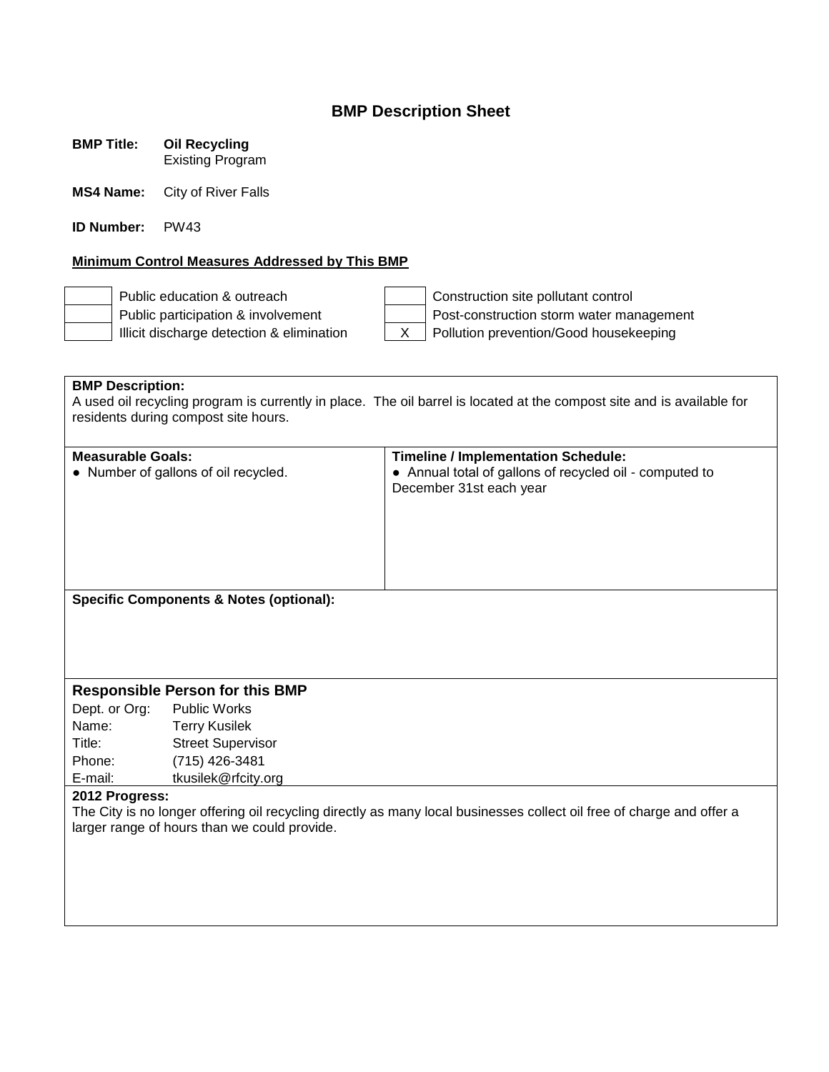# BMP Description Sheet

**BMP Title:** **Oil Recycling**
Existing Program

**MS4 Name:** City of River Falls

**ID Number:** PW43

**Minimum Control Measures Addressed by This BMP**

| | | | |
|---|---|---|---|
| | Public education & outreach | | Construction site pollutant control |
| | Public participation & involvement | | Post-construction storm water management |
| | Illicit discharge detection & elimination | X | Pollution prevention/Good housekeeping |

**BMP Description:**
A used oil recycling program is currently in place. The oil barrel is located at the compost site and is available for residents during compost site hours.

| **Measurable Goals:** | **Timeline / Implementation Schedule:** |
|---|---|
| ● Number of gallons of oil recycled. | ● Annual total of gallons of recycled oil - computed to December 31st each year |

**Specific Components & Notes (optional):**

### Responsible Person for this BMP

| | |
|---|---|
| Dept. or Org: | Public Works |
| Name: | Terry Kusilek |
| Title: | Street Supervisor |
| Phone: | (715) 426-3481 |
| E-mail: | tkusilek@rfcity.org |

**2012 Progress:**
The City is no longer offering oil recycling directly as many local businesses collect oil free of charge and offer a larger range of hours than we could provide.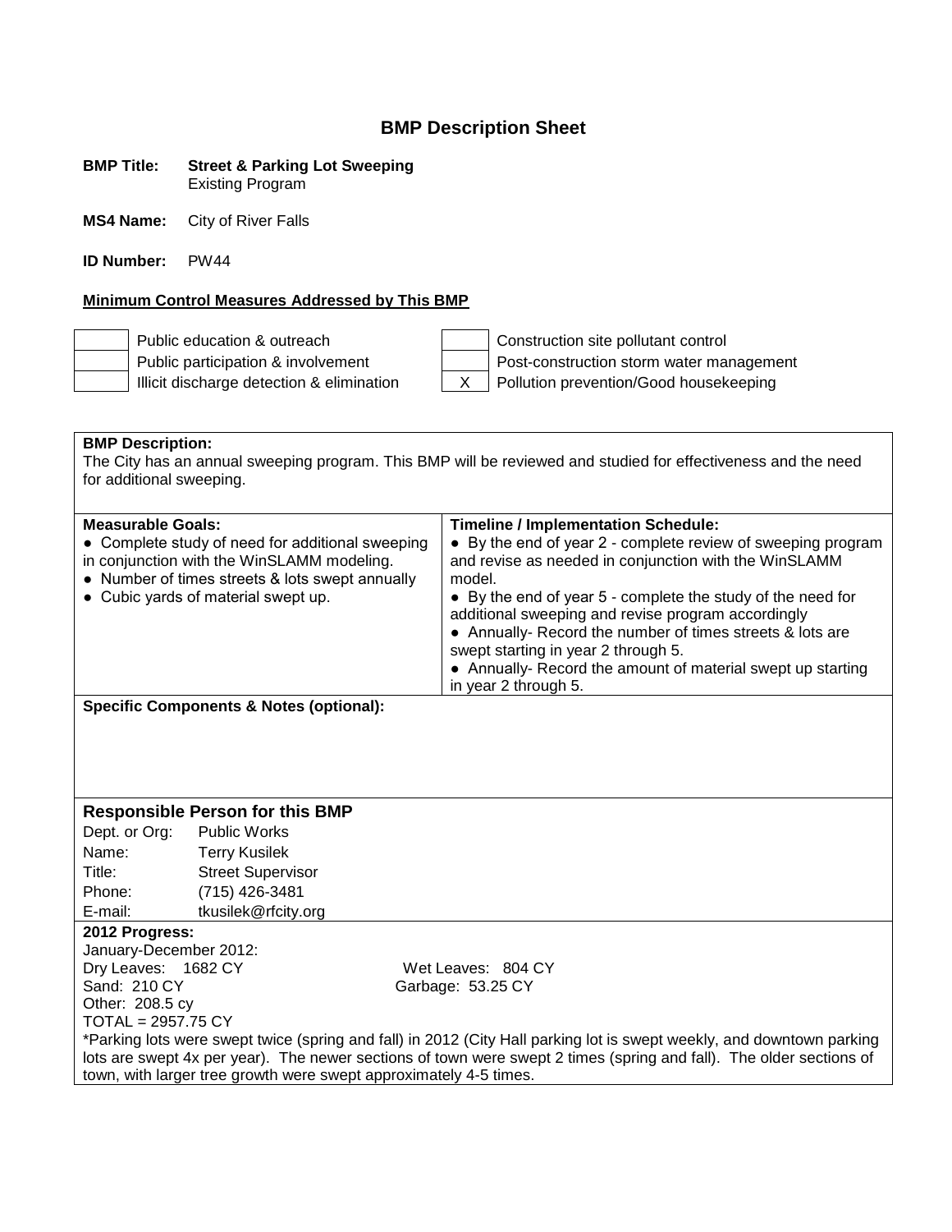# BMP Description Sheet

**BMP Title:** **Street & Parking Lot Sweeping**
Existing Program

**MS4 Name:** City of River Falls

**ID Number:** PW44

**Minimum Control Measures Addressed by This BMP**

| | | | |
|---|---|---|---|
| | Public education & outreach | | Construction site pollutant control |
| | Public participation & involvement | | Post-construction storm water management |
| | Illicit discharge detection & elimination | X | Pollution prevention/Good housekeeping |

**BMP Description:**
The City has an annual sweeping program. This BMP will be reviewed and studied for effectiveness and the need for additional sweeping.

| **Measurable Goals:** | **Timeline / Implementation Schedule:** |
|---|---|
| • Complete study of need for additional sweeping in conjunction with the WinSLAMM modeling.<br>• Number of times streets & lots swept annually<br>• Cubic yards of material swept up. | • By the end of year 2 - complete review of sweeping program and revise as needed in conjunction with the WinSLAMM model.<br>• By the end of year 5 - complete the study of the need for additional sweeping and revise program accordingly<br>• Annually- Record the number of times streets & lots are swept starting in year 2 through 5.<br>• Annually- Record the amount of material swept up starting in year 2 through 5. |

**Specific Components & Notes (optional):**

## Responsible Person for this BMP

| | |
|---|---|
| Dept. or Org: | Public Works |
| Name: | Terry Kusilek |
| Title: | Street Supervisor |
| Phone: | (715) 426-3481 |
| E-mail: | tkusilek@rfcity.org |

**2012 Progress:**
January-December 2012:
Dry Leaves: 1682 CY — Wet Leaves: 804 CY
Sand: 210 CY — Garbage: 53.25 CY
Other: 208.5 cy
TOTAL = 2957.75 CY

*Parking lots were swept twice (spring and fall) in 2012 (City Hall parking lot is swept weekly, and downtown parking lots are swept 4x per year). The newer sections of town were swept 2 times (spring and fall). The older sections of town, with larger tree growth were swept approximately 4-5 times.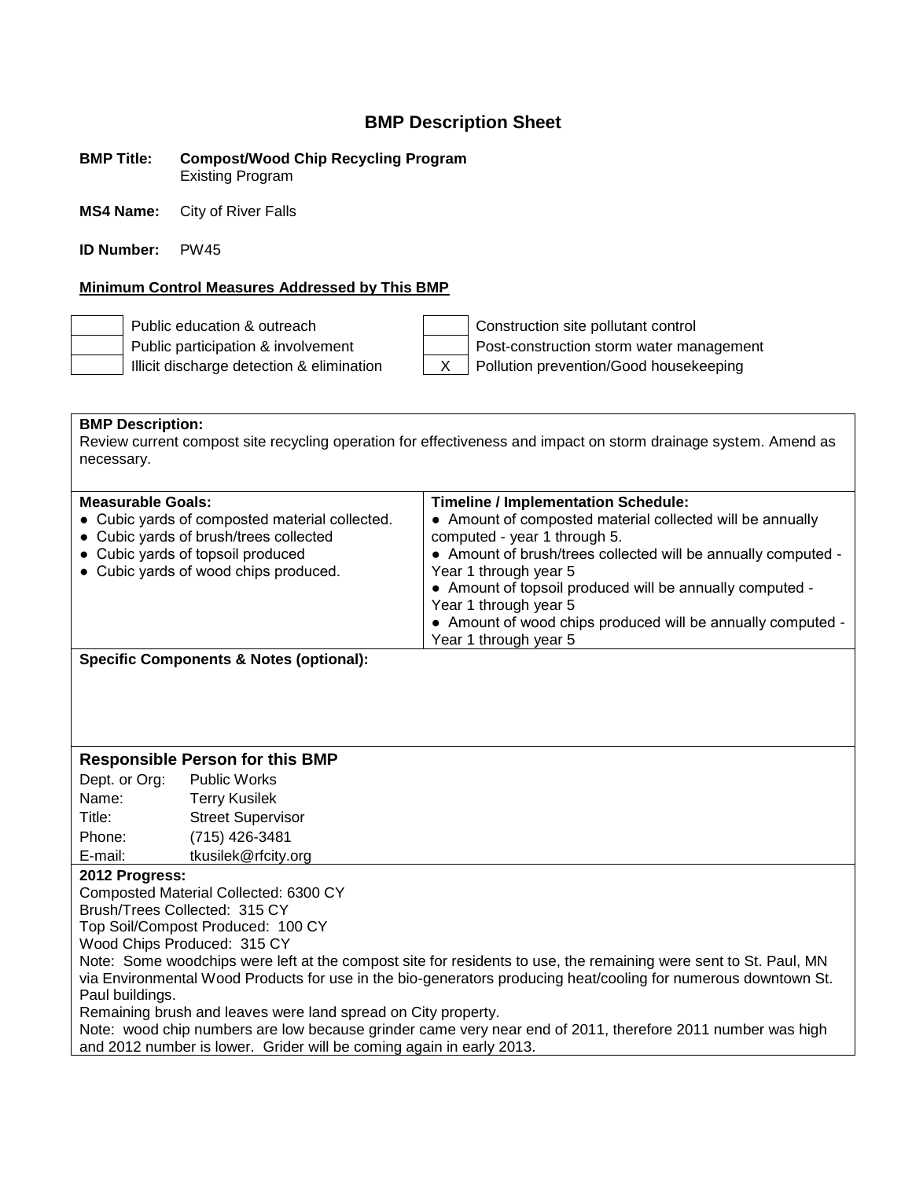# BMP Description Sheet

**BMP Title:** **Compost/Wood Chip Recycling Program**
Existing Program

**MS4 Name:** City of River Falls

**ID Number:** PW45

**Minimum Control Measures Addressed by This BMP**

| | | | |
|---|---|---|---|
| | Public education & outreach | | Construction site pollutant control |
| | Public participation & involvement | | Post-construction storm water management |
| | Illicit discharge detection & elimination | X | Pollution prevention/Good housekeeping |

**BMP Description:**
Review current compost site recycling operation for effectiveness and impact on storm drainage system. Amend as necessary.

| **Measurable Goals:** | **Timeline / Implementation Schedule:** |
|---|---|
| ● Cubic yards of composted material collected.<br>● Cubic yards of brush/trees collected<br>● Cubic yards of topsoil produced<br>● Cubic yards of wood chips produced. | ● Amount of composted material collected will be annually computed - year 1 through 5.<br>● Amount of brush/trees collected will be annually computed - Year 1 through year 5<br>● Amount of topsoil produced will be annually computed - Year 1 through year 5<br>● Amount of wood chips produced will be annually computed - Year 1 through year 5 |

**Specific Components & Notes (optional):**

### Responsible Person for this BMP

| | |
|---|---|
| Dept. or Org: | Public Works |
| Name: | Terry Kusilek |
| Title: | Street Supervisor |
| Phone: | (715) 426-3481 |
| E-mail: | tkusilek@rfcity.org |

**2012 Progress:**
Composted Material Collected: 6300 CY
Brush/Trees Collected: 315 CY
Top Soil/Compost Produced: 100 CY
Wood Chips Produced: 315 CY
Note: Some woodchips were left at the compost site for residents to use, the remaining were sent to St. Paul, MN via Environmental Wood Products for use in the bio-generators producing heat/cooling for numerous downtown St. Paul buildings.
Remaining brush and leaves were land spread on City property.
Note: wood chip numbers are low because grinder came very near end of 2011, therefore 2011 number was high and 2012 number is lower. Grider will be coming again in early 2013.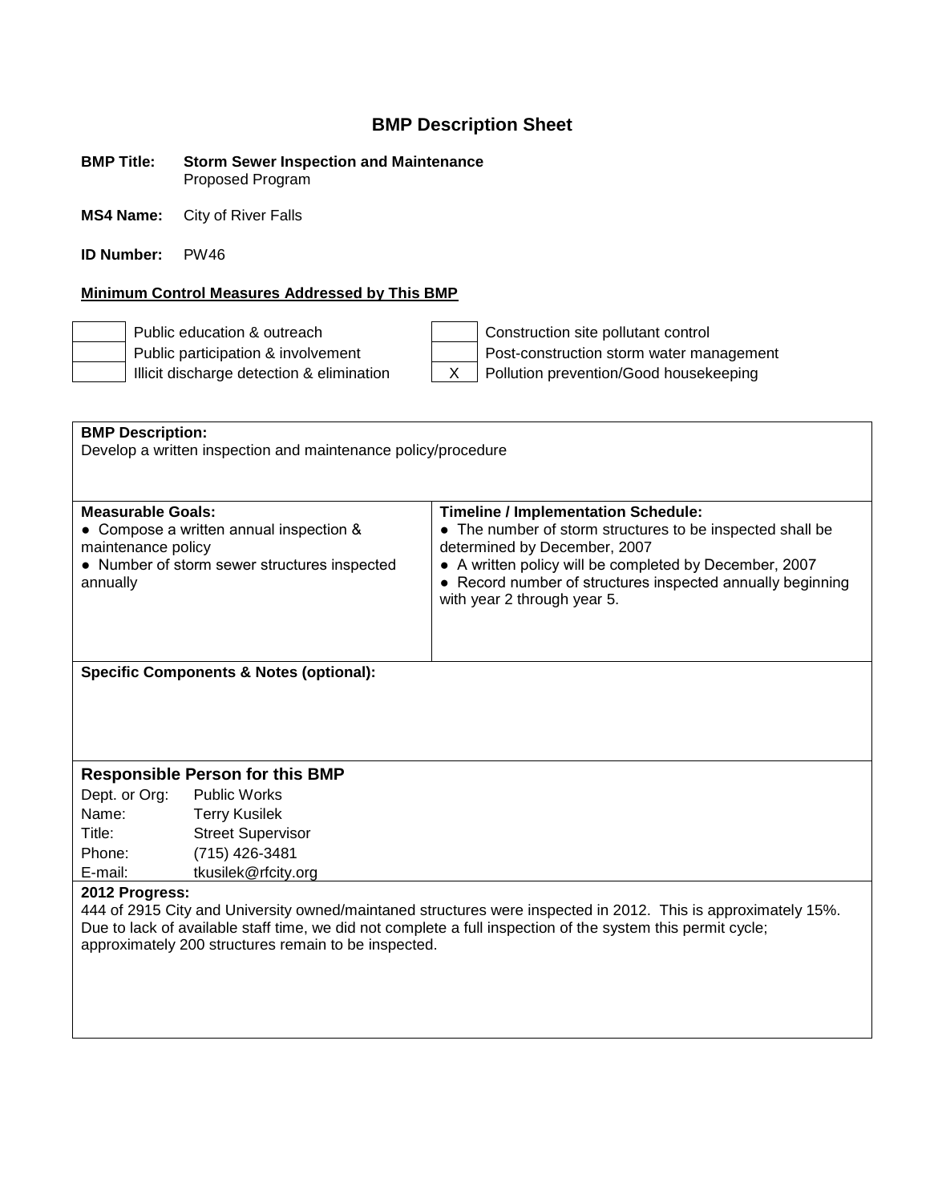# BMP Description Sheet

**BMP Title:** **Storm Sewer Inspection and Maintenance**
Proposed Program

**MS4 Name:** City of River Falls

**ID Number:** PW46

**Minimum Control Measures Addressed by This BMP**

| | | | |
|---|---|---|---|
| | Public education & outreach | | Construction site pollutant control |
| | Public participation & involvement | | Post-construction storm water management |
| | Illicit discharge detection & elimination | X | Pollution prevention/Good housekeeping |

**BMP Description:**
Develop a written inspection and maintenance policy/procedure

| **Measurable Goals:** | **Timeline / Implementation Schedule:** |
|---|---|
| ● Compose a written annual inspection & maintenance policy<br>● Number of storm sewer structures inspected annually | ● The number of storm structures to be inspected shall be determined by December, 2007<br>● A written policy will be completed by December, 2007<br>● Record number of structures inspected annually beginning with year 2 through year 5. |

**Specific Components & Notes (optional):**

**Responsible Person for this BMP**

| | |
|---|---|
| Dept. or Org: | Public Works |
| Name: | Terry Kusilek |
| Title: | Street Supervisor |
| Phone: | (715) 426-3481 |
| E-mail: | tkusilek@rfcity.org |

**2012 Progress:**
444 of 2915 City and University owned/maintaned structures were inspected in 2012. This is approximately 15%. Due to lack of available staff time, we did not complete a full inspection of the system this permit cycle; approximately 200 structures remain to be inspected.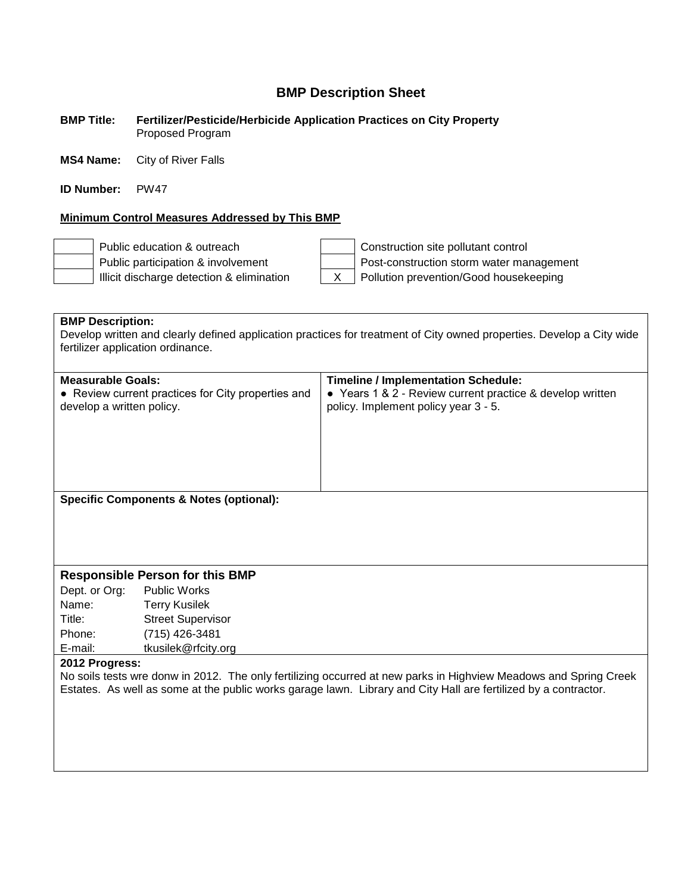## BMP Description Sheet

**BMP Title:** **Fertilizer/Pesticide/Herbicide Application Practices on City Property**
Proposed Program

**MS4 Name:** City of River Falls

**ID Number:** PW47

**Minimum Control Measures Addressed by This BMP**

| | | | |
|---|---|---|---|
| | Public education & outreach | | Construction site pollutant control |
| | Public participation & involvement | | Post-construction storm water management |
| | Illicit discharge detection & elimination | X | Pollution prevention/Good housekeeping |

**BMP Description:**
Develop written and clearly defined application practices for treatment of City owned properties. Develop a City wide fertilizer application ordinance.

| **Measurable Goals:** | **Timeline / Implementation Schedule:** |
|---|---|
| ● Review current practices for City properties and develop a written policy. | ● Years 1 & 2 - Review current practice & develop written policy. Implement policy year 3 - 5. |

**Specific Components & Notes (optional):**

### Responsible Person for this BMP

| | |
|---|---|
| Dept. or Org: | Public Works |
| Name: | Terry Kusilek |
| Title: | Street Supervisor |
| Phone: | (715) 426-3481 |
| E-mail: | tkusilek@rfcity.org |

**2012 Progress:**
No soils tests wre donw in 2012. The only fertilizing occurred at new parks in Highview Meadows and Spring Creek Estates. As well as some at the public works garage lawn. Library and City Hall are fertilized by a contractor.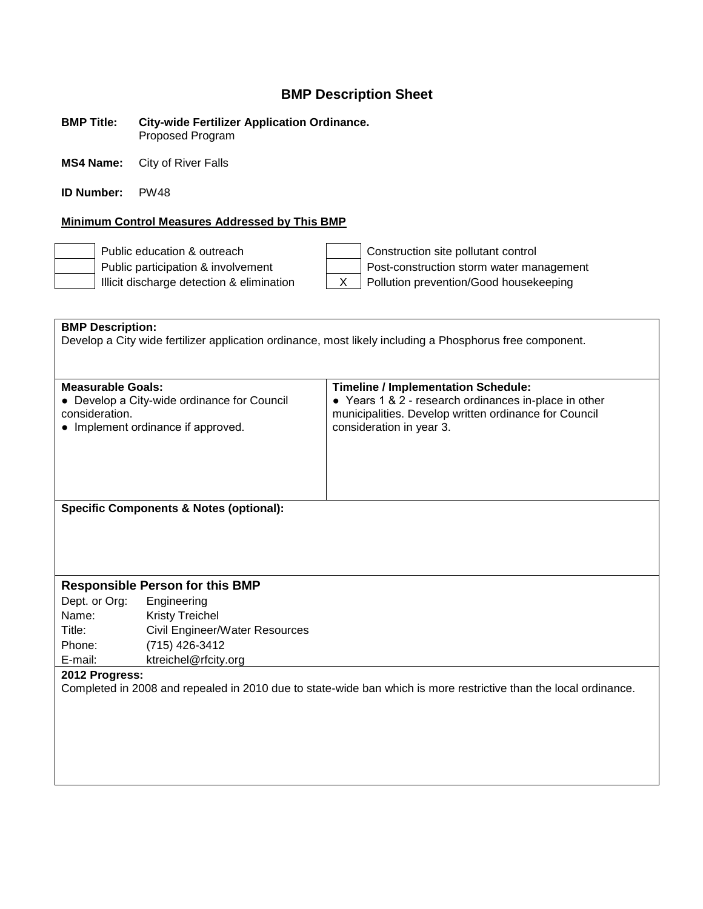## BMP Description Sheet

**BMP Title:** **City-wide Fertilizer Application Ordinance.**
Proposed Program

**MS4 Name:** City of River Falls

**ID Number:** PW48

**Minimum Control Measures Addressed by This BMP**

| | | | |
|---|---|---|---|
| | Public education & outreach | | Construction site pollutant control |
| | Public participation & involvement | | Post-construction storm water management |
| | Illicit discharge detection & elimination | X | Pollution prevention/Good housekeeping |

**BMP Description:**
Develop a City wide fertilizer application ordinance, most likely including a Phosphorus free component.

| **Measurable Goals:** | **Timeline / Implementation Schedule:** |
|---|---|
| ● Develop a City-wide ordinance for Council consideration.<br>● Implement ordinance if approved. | ● Years 1 & 2 - research ordinances in-place in other municipalities. Develop written ordinance for Council consideration in year 3. |

**Specific Components & Notes (optional):**

### Responsible Person for this BMP

| | |
|---|---|
| Dept. or Org: | Engineering |
| Name: | Kristy Treichel |
| Title: | Civil Engineer/Water Resources |
| Phone: | (715) 426-3412 |
| E-mail: | ktreichel@rfcity.org |

**2012 Progress:**
Completed in 2008 and repealed in 2010 due to state-wide ban which is more restrictive than the local ordinance.